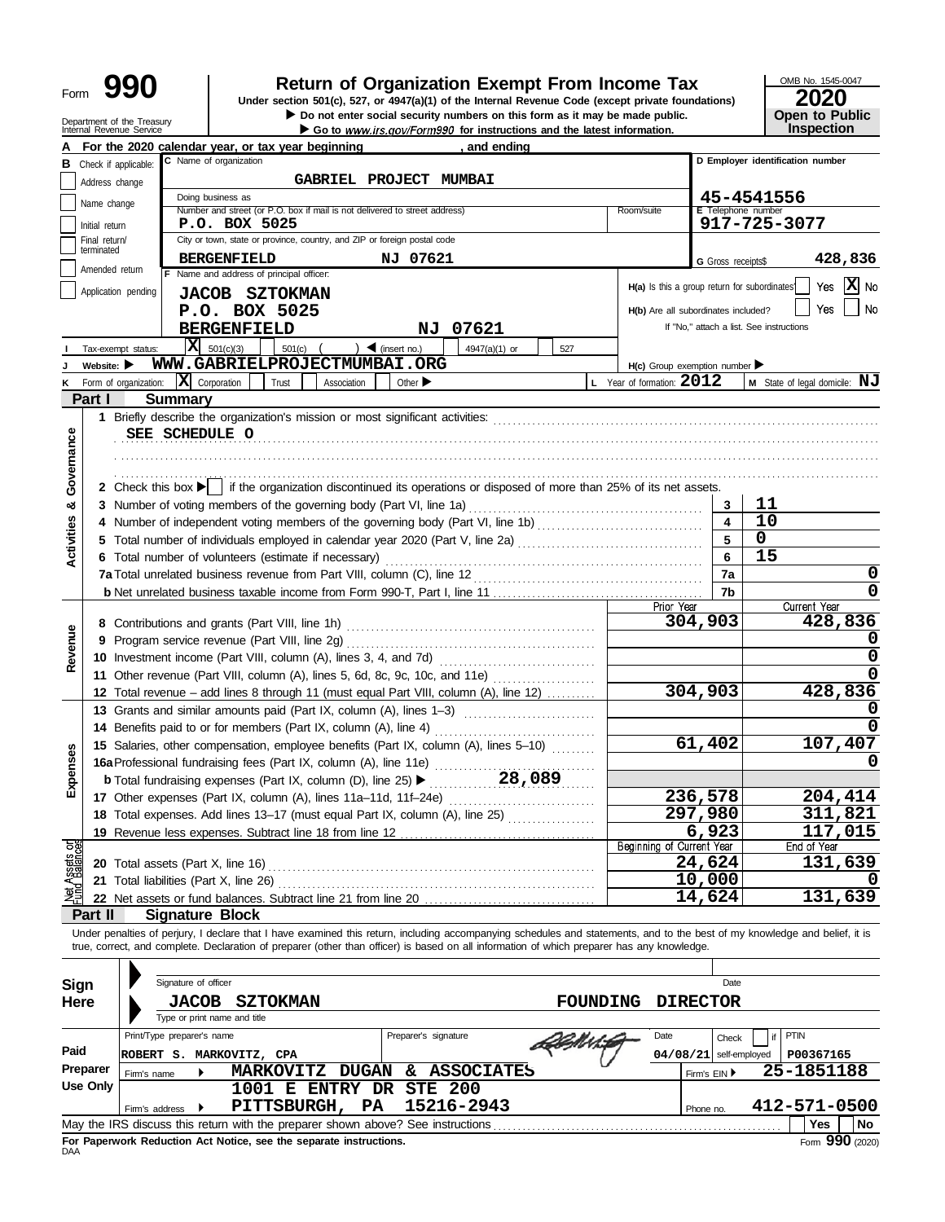Form **990**

# Return of Organization Exempt From Income Tax

**Under section 501(c), 527, or 4947(a)(1) of the Internal Revenue Code (except private foundations)**

▶ Do not enter social security numbers on this form as it may be made public.

▶ Go to *www.irs.gov/Form990* for instructions and the latest information.

Department of the Treasury
Internal Revenue Service

OMB No. 1545-0047

**2020**

**Open to Public Inspection**

**A** For the 2020 calendar year, or tax year beginning , and ending

**B** Check if applicable:
- Address change
- Name change
- Initial return
- Final return/terminated
- Amended return
- Application pending

**C** Name of organization: GABRIEL PROJECT MUMBAI

Doing business as

Number and street (or P.O. box if mail is not delivered to street address): P.O. BOX 5025 | Room/suite

City or town, state or province, country, and ZIP or foreign postal code: BERGENFIELD NJ 07621

**D** Employer identification number: 45-4541556

**E** Telephone number: 917-725-3077

**G** Gross receipts$ 428,836

**F** Name and address of principal officer:
JACOB SZTOKMAN
P.O. BOX 5025
BERGENFIELD NJ 07621

H(a) Is this a group return for subordinates? Yes [ ] No [X]

H(b) Are all subordinates included? Yes [ ] No [ ]
If "No," attach a list. See instructions

**I** Tax-exempt status: [X] 501(c)(3) [ ] 501(c) ( ) ◀ (insert no.) [ ] 4947(a)(1) or [ ] 527

**J** Website: ▶ WWW.GABRIELPROJECTMUMBAI.ORG

H(c) Group exemption number ▶

**K** Form of organization: [X] Corporation [ ] Trust [ ] Association [ ] Other ▶

**L** Year of formation: 2012

**M** State of legal domicile: NJ

## Part I Summary

**Activities & Governance**

1 Briefly describe the organization's mission or most significant activities:
SEE SCHEDULE O

2 Check this box ▶ [ ] if the organization discontinued its operations or disposed of more than 25% of its net assets.

| | Line | Value |
|---|---|---|
| 3 Number of voting members of the governing body (Part VI, line 1a) | 3 | 11 |
| 4 Number of independent voting members of the governing body (Part VI, line 1b) | 4 | 10 |
| 5 Total number of individuals employed in calendar year 2020 (Part V, line 2a) | 5 | 0 |
| 6 Total number of volunteers (estimate if necessary) | 6 | 15 |
| 7a Total unrelated business revenue from Part VIII, column (C), line 12 | 7a | 0 |
| b Net unrelated business taxable income from Form 990-T, Part I, line 11 | 7b | 0 |

| | Prior Year | Current Year |
|---|---|---|
| **Revenue** | | |
| 8 Contributions and grants (Part VIII, line 1h) | 304,903 | 428,836 |
| 9 Program service revenue (Part VIII, line 2g) | | 0 |
| 10 Investment income (Part VIII, column (A), lines 3, 4, and 7d) | | 0 |
| 11 Other revenue (Part VIII, column (A), lines 5, 6d, 8c, 9c, 10c, and 11e) | | 0 |
| 12 Total revenue – add lines 8 through 11 (must equal Part VIII, column (A), line 12) | 304,903 | 428,836 |
| **Expenses** | | |
| 13 Grants and similar amounts paid (Part IX, column (A), lines 1–3) | | 0 |
| 14 Benefits paid to or for members (Part IX, column (A), line 4) | | 0 |
| 15 Salaries, other compensation, employee benefits (Part IX, column (A), lines 5–10) | 61,402 | 107,407 |
| 16a Professional fundraising fees (Part IX, column (A), line 11e) | | 0 |
| b Total fundraising expenses (Part IX, column (D), line 25) ▶ 28,089 | | |
| 17 Other expenses (Part IX, column (A), lines 11a–11d, 11f–24e) | 236,578 | 204,414 |
| 18 Total expenses. Add lines 13–17 (must equal Part IX, column (A), line 25) | 297,980 | 311,821 |
| 19 Revenue less expenses. Subtract line 18 from line 12 | 6,923 | 117,015 |

| **Net Assets or Fund Balances** | Beginning of Current Year | End of Year |
|---|---|---|
| 20 Total assets (Part X, line 16) | 24,624 | 131,639 |
| 21 Total liabilities (Part X, line 26) | 10,000 | 0 |
| 22 Net assets or fund balances. Subtract line 21 from line 20 | 14,624 | 131,639 |

## Part II Signature Block

Under penalties of perjury, I declare that I have examined this return, including accompanying schedules and statements, and to the best of my knowledge and belief, it is true, correct, and complete. Declaration of preparer (other than officer) is based on all information of which preparer has any knowledge.

**Sign Here**

Signature of officer | Date

JACOB SZTOKMAN FOUNDING DIRECTOR
Type or print name and title

**Paid Preparer Use Only**

| Print/Type preparer's name | Preparer's signature | Date | Check [ ] if self-employed | PTIN |
|---|---|---|---|---|
| ROBERT S. MARKOVITZ, CPA | | 04/08/21 | | P00367165 |

Firm's name ▶ MARKOVITZ DUGAN & ASSOCIATES | Firm's EIN ▶ 25-1851188

Firm's address ▶ 1001 E ENTRY DR STE 200, PITTSBURGH, PA 15216-2943 | Phone no. 412-571-0500

May the IRS discuss this return with the preparer shown above? See instructions [ ] Yes [ ] No

**For Paperwork Reduction Act Notice, see the separate instructions.**

DAA

Form **990** (2020)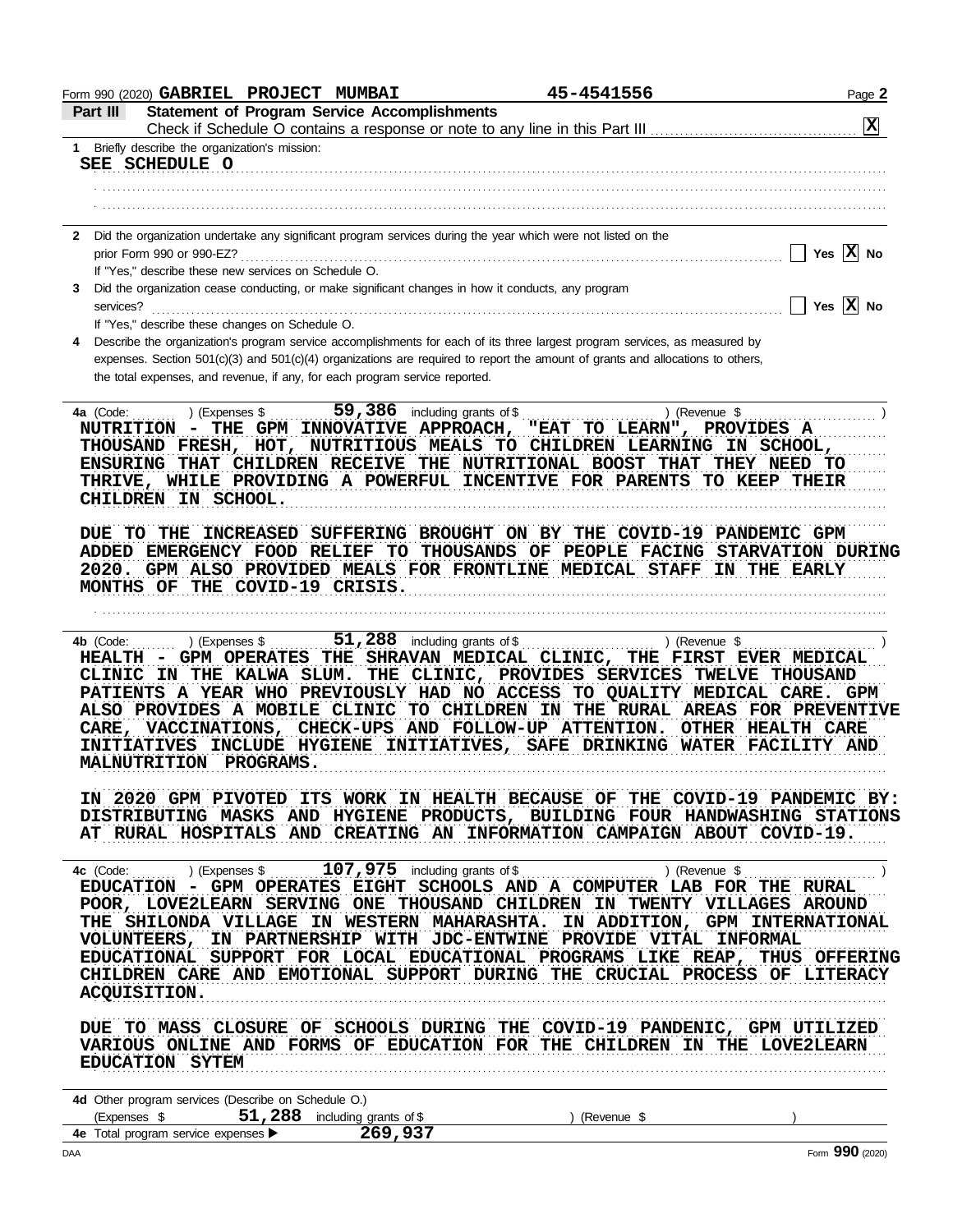Form 990 (2020) **GABRIEL PROJECT MUMBAI** **45-4541556** Page **2**

## Part III Statement of Program Service Accomplishments

Check if Schedule O contains a response or note to any line in this Part III .......... **X**

**1** Briefly describe the organization's mission:

**SEE SCHEDULE O**

**2** Did the organization undertake any significant program services during the year which were not listed on the prior Form 990 or 990-EZ? .......... Yes **X** No

If "Yes," describe these new services on Schedule O.

**3** Did the organization cease conducting, or make significant changes in how it conducts, any program services? .......... Yes **X** No

If "Yes," describe these changes on Schedule O.

**4** Describe the organization's program service accomplishments for each of its three largest program services, as measured by expenses. Section 501(c)(3) and 501(c)(4) organizations are required to report the amount of grants and allocations to others, the total expenses, and revenue, if any, for each program service reported.

**4a** (Code: ) (Expenses $ **59,386** including grants of $ ) (Revenue $ )

**NUTRITION - THE GPM INNOVATIVE APPROACH, "EAT TO LEARN", PROVIDES A THOUSAND FRESH, HOT, NUTRITIOUS MEALS TO CHILDREN LEARNING IN SCHOOL, ENSURING THAT CHILDREN RECEIVE THE NUTRITIONAL BOOST THAT THEY NEED TO THRIVE, WHILE PROVIDING A POWERFUL INCENTIVE FOR PARENTS TO KEEP THEIR CHILDREN IN SCHOOL.**

**DUE TO THE INCREASED SUFFERING BROUGHT ON BY THE COVID-19 PANDEMIC GPM ADDED EMERGENCY FOOD RELIEF TO THOUSANDS OF PEOPLE FACING STARVATION DURING 2020. GPM ALSO PROVIDED MEALS FOR FRONTLINE MEDICAL STAFF IN THE EARLY MONTHS OF THE COVID-19 CRISIS.**

**4b** (Code: ) (Expenses $ **51,288** including grants of $ ) (Revenue $ )

**HEALTH - GPM OPERATES THE SHRAVAN MEDICAL CLINIC, THE FIRST EVER MEDICAL CLINIC IN THE KALWA SLUM. THE CLINIC, PROVIDES SERVICES TWELVE THOUSAND PATIENTS A YEAR WHO PREVIOUSLY HAD NO ACCESS TO QUALITY MEDICAL CARE. GPM ALSO PROVIDES A MOBILE CLINIC TO CHILDREN IN THE RURAL AREAS FOR PREVENTIVE CARE, VACCINATIONS, CHECK-UPS AND FOLLOW-UP ATTENTION. OTHER HEALTH CARE INITIATIVES INCLUDE HYGIENE INITIATIVES, SAFE DRINKING WATER FACILITY AND MALNUTRITION PROGRAMS.**

**IN 2020 GPM PIVOTED ITS WORK IN HEALTH BECAUSE OF THE COVID-19 PANDEMIC BY: DISTRIBUTING MASKS AND HYGIENE PRODUCTS, BUILDING FOUR HANDWASHING STATIONS AT RURAL HOSPITALS AND CREATING AN INFORMATION CAMPAIGN ABOUT COVID-19.**

**4c** (Code: ) (Expenses $ **107,975** including grants of $ ) (Revenue $ )

**EDUCATION - GPM OPERATES EIGHT SCHOOLS AND A COMPUTER LAB FOR THE RURAL POOR, LOVE2LEARN SERVING ONE THOUSAND CHILDREN IN TWENTY VILLAGES AROUND THE SHILONDA VILLAGE IN WESTERN MAHARASHTA. IN ADDITION, GPM INTERNATIONAL VOLUNTEERS, IN PARTNERSHIP WITH JDC-ENTWINE PROVIDE VITAL INFORMAL EDUCATIONAL SUPPORT FOR LOCAL EDUCATIONAL PROGRAMS LIKE REAP, THUS OFFERING CHILDREN CARE AND EMOTIONAL SUPPORT DURING THE CRUCIAL PROCESS OF LITERACY ACQUISITION.**

**DUE TO MASS CLOSURE OF SCHOOLS DURING THE COVID-19 PANDENIC, GPM UTILIZED VARIOUS ONLINE AND FORMS OF EDUCATION FOR THE CHILDREN IN THE LOVE2LEARN EDUCATION SYTEM**

**4d** Other program services (Describe on Schedule O.)

(Expenses $ **51,288** including grants of $ ) (Revenue $ )

**4e** Total program service expenses ▶ **269,937**

Form **990** (2020)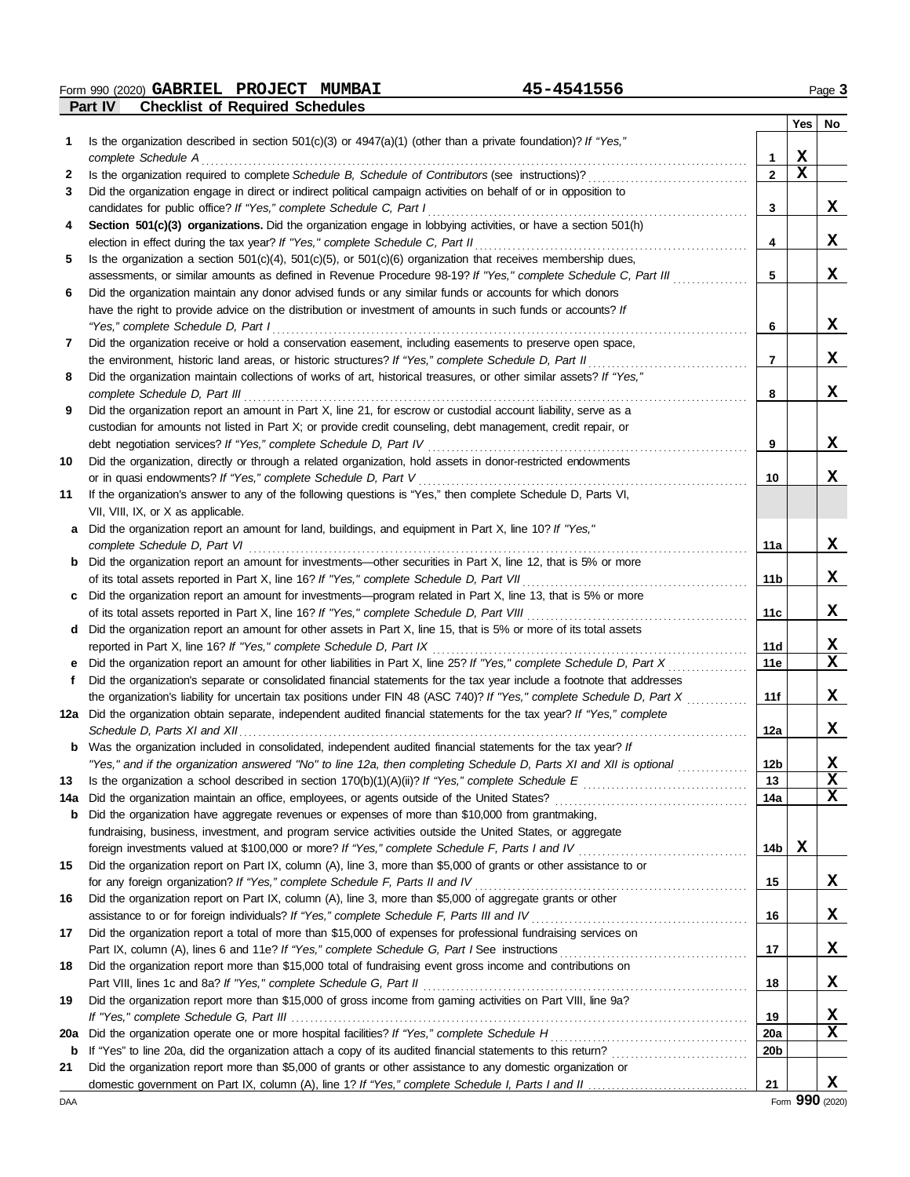Form 990 (2020) **GABRIEL PROJECT MUMBAI** **45-4541556**

## Part IV Checklist of Required Schedules

| | | | Yes | No |
|---|---|---|---|---|
| 1 | Is the organization described in section 501(c)(3) or 4947(a)(1) (other than a private foundation)? *If "Yes," complete Schedule A* | 1 | X | |
| 2 | Is the organization required to complete *Schedule B, Schedule of Contributors* (see instructions)? | 2 | X | |
| 3 | Did the organization engage in direct or indirect political campaign activities on behalf of or in opposition to candidates for public office? *If "Yes," complete Schedule C, Part I* | 3 | | X |
| 4 | **Section 501(c)(3) organizations.** Did the organization engage in lobbying activities, or have a section 501(h) election in effect during the tax year? *If "Yes," complete Schedule C, Part II* | 4 | | X |
| 5 | Is the organization a section 501(c)(4), 501(c)(5), or 501(c)(6) organization that receives membership dues, assessments, or similar amounts as defined in Revenue Procedure 98-19? *If "Yes," complete Schedule C, Part III* | 5 | | X |
| 6 | Did the organization maintain any donor advised funds or any similar funds or accounts for which donors have the right to provide advice on the distribution or investment of amounts in such funds or accounts? *If "Yes," complete Schedule D, Part I* | 6 | | X |
| 7 | Did the organization receive or hold a conservation easement, including easements to preserve open space, the environment, historic land areas, or historic structures? *If "Yes," complete Schedule D, Part II* | 7 | | X |
| 8 | Did the organization maintain collections of works of art, historical treasures, or other similar assets? *If "Yes," complete Schedule D, Part III* | 8 | | X |
| 9 | Did the organization report an amount in Part X, line 21, for escrow or custodial account liability, serve as a custodian for amounts not listed in Part X; or provide credit counseling, debt management, credit repair, or debt negotiation services? *If "Yes," complete Schedule D, Part IV* | 9 | | X |
| 10 | Did the organization, directly or through a related organization, hold assets in donor-restricted endowments or in quasi endowments? *If "Yes," complete Schedule D, Part V* | 10 | | X |
| 11 | If the organization's answer to any of the following questions is "Yes," then complete Schedule D, Parts VI, VII, VIII, IX, or X as applicable. | | | |
| a | Did the organization report an amount for land, buildings, and equipment in Part X, line 10? *If "Yes," complete Schedule D, Part VI* | 11a | | X |
| b | Did the organization report an amount for investments—other securities in Part X, line 12, that is 5% or more of its total assets reported in Part X, line 16? *If "Yes," complete Schedule D, Part VII* | 11b | | X |
| c | Did the organization report an amount for investments—program related in Part X, line 13, that is 5% or more of its total assets reported in Part X, line 16? *If "Yes," complete Schedule D, Part VIII* | 11c | | X |
| d | Did the organization report an amount for other assets in Part X, line 15, that is 5% or more of its total assets reported in Part X, line 16? *If "Yes," complete Schedule D, Part IX* | 11d | | X |
| e | Did the organization report an amount for other liabilities in Part X, line 25? *If "Yes," complete Schedule D, Part X* | 11e | | X |
| f | Did the organization's separate or consolidated financial statements for the tax year include a footnote that addresses the organization's liability for uncertain tax positions under FIN 48 (ASC 740)? *If "Yes," complete Schedule D, Part X* | 11f | | X |
| 12a | Did the organization obtain separate, independent audited financial statements for the tax year? *If "Yes," complete Schedule D, Parts XI and XII* | 12a | | X |
| b | Was the organization included in consolidated, independent audited financial statements for the tax year? *If "Yes," and if the organization answered "No" to line 12a, then completing Schedule D, Parts XI and XII is optional* | 12b | | X |
| 13 | Is the organization a school described in section 170(b)(1)(A)(ii)? *If "Yes," complete Schedule E* | 13 | | X |
| 14a | Did the organization maintain an office, employees, or agents outside of the United States? | 14a | | X |
| b | Did the organization have aggregate revenues or expenses of more than $10,000 from grantmaking, fundraising, business, investment, and program service activities outside the United States, or aggregate foreign investments valued at $100,000 or more? *If "Yes," complete Schedule F, Parts I and IV* | 14b | X | |
| 15 | Did the organization report on Part IX, column (A), line 3, more than $5,000 of grants or other assistance to or for any foreign organization? *If "Yes," complete Schedule F, Parts II and IV* | 15 | | X |
| 16 | Did the organization report on Part IX, column (A), line 3, more than $5,000 of aggregate grants or other assistance to or for foreign individuals? *If "Yes," complete Schedule F, Parts III and IV* | 16 | | X |
| 17 | Did the organization report a total of more than $15,000 of expenses for professional fundraising services on Part IX, column (A), lines 6 and 11e? *If "Yes," complete Schedule G, Part I* See instructions | 17 | | X |
| 18 | Did the organization report more than $15,000 total of fundraising event gross income and contributions on Part VIII, lines 1c and 8a? *If "Yes," complete Schedule G, Part II* | 18 | | X |
| 19 | Did the organization report more than $15,000 of gross income from gaming activities on Part VIII, line 9a? *If "Yes," complete Schedule G, Part III* | 19 | | X |
| 20a | Did the organization operate one or more hospital facilities? *If "Yes," complete Schedule H* | 20a | | X |
| b | If "Yes" to line 20a, did the organization attach a copy of its audited financial statements to this return? | 20b | | |
| 21 | Did the organization report more than $5,000 of grants or other assistance to any domestic organization or domestic government on Part IX, column (A), line 1? *If "Yes," complete Schedule I, Parts I and II* | 21 | | X |

DAA Form **990** (2020)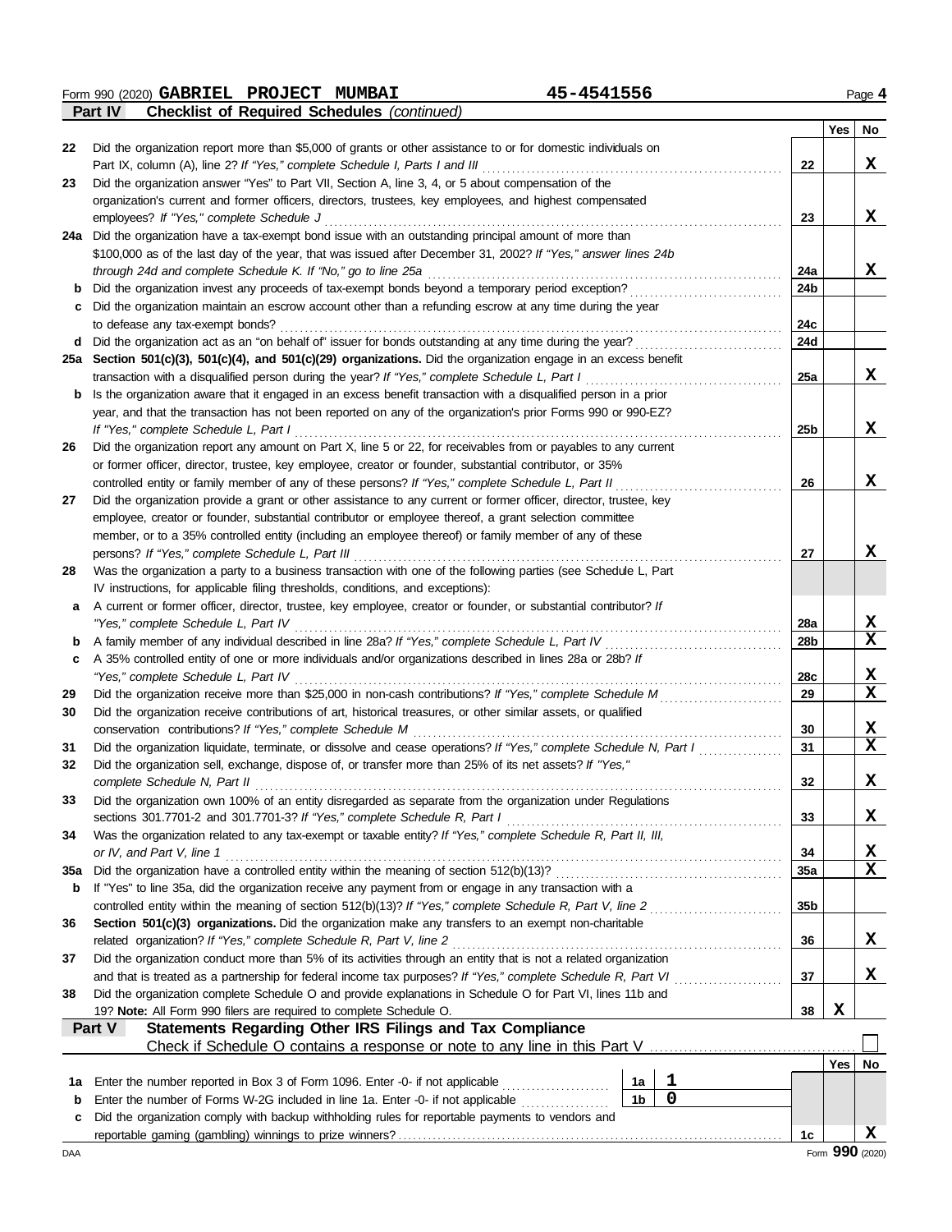Form 990 (2020) **GABRIEL PROJECT MUMBAI** **45-4541556** Page **4**

**Part IV Checklist of Required Schedules** *(continued)*

| | | | Yes | No |
|---|---|---|---|---|
| 22 | Did the organization report more than $5,000 of grants or other assistance to or for domestic individuals on Part IX, column (A), line 2? *If "Yes," complete Schedule I, Parts I and III* | 22 | | X |
| 23 | Did the organization answer "Yes" to Part VII, Section A, line 3, 4, or 5 about compensation of the organization's current and former officers, directors, trustees, key employees, and highest compensated employees? *If "Yes," complete Schedule J* | 23 | | X |
| 24a | Did the organization have a tax-exempt bond issue with an outstanding principal amount of more than $100,000 as of the last day of the year, that was issued after December 31, 2002? *If "Yes," answer lines 24b through 24d and complete Schedule K. If "No," go to line 25a* | 24a | | X |
| b | Did the organization invest any proceeds of tax-exempt bonds beyond a temporary period exception? | 24b | | |
| c | Did the organization maintain an escrow account other than a refunding escrow at any time during the year to defease any tax-exempt bonds? | 24c | | |
| d | Did the organization act as an "on behalf of" issuer for bonds outstanding at any time during the year? | 24d | | |
| 25a | **Section 501(c)(3), 501(c)(4), and 501(c)(29) organizations.** Did the organization engage in an excess benefit transaction with a disqualified person during the year? *If "Yes," complete Schedule L, Part I* | 25a | | X |
| b | Is the organization aware that it engaged in an excess benefit transaction with a disqualified person in a prior year, and that the transaction has not been reported on any of the organization's prior Forms 990 or 990-EZ? *If "Yes," complete Schedule L, Part I* | 25b | | X |
| 26 | Did the organization report any amount on Part X, line 5 or 22, for receivables from or payables to any current or former officer, director, trustee, key employee, creator or founder, substantial contributor, or 35% controlled entity or family member of any of these persons? *If "Yes," complete Schedule L, Part II* | 26 | | X |
| 27 | Did the organization provide a grant or other assistance to any current or former officer, director, trustee, key employee, creator or founder, substantial contributor or employee thereof, a grant selection committee member, or to a 35% controlled entity (including an employee thereof) or family member of any of these persons? *If "Yes," complete Schedule L, Part III* | 27 | | X |
| 28 | Was the organization a party to a business transaction with one of the following parties (see Schedule L, Part IV instructions, for applicable filing thresholds, conditions, and exceptions): | | | |
| a | A current or former officer, director, trustee, key employee, creator or founder, or substantial contributor? *If "Yes," complete Schedule L, Part IV* | 28a | | X |
| b | A family member of any individual described in line 28a? *If "Yes," complete Schedule L, Part IV* | 28b | | X |
| c | A 35% controlled entity of one or more individuals and/or organizations described in lines 28a or 28b? *If "Yes," complete Schedule L, Part IV* | 28c | | X |
| 29 | Did the organization receive more than $25,000 in non-cash contributions? *If "Yes," complete Schedule M* | 29 | | X |
| 30 | Did the organization receive contributions of art, historical treasures, or other similar assets, or qualified conservation contributions? *If "Yes," complete Schedule M* | 30 | | X |
| 31 | Did the organization liquidate, terminate, or dissolve and cease operations? *If "Yes," complete Schedule N, Part I* | 31 | | X |
| 32 | Did the organization sell, exchange, dispose of, or transfer more than 25% of its net assets? *If "Yes," complete Schedule N, Part II* | 32 | | X |
| 33 | Did the organization own 100% of an entity disregarded as separate from the organization under Regulations sections 301.7701-2 and 301.7701-3? *If "Yes," complete Schedule R, Part I* | 33 | | X |
| 34 | Was the organization related to any tax-exempt or taxable entity? *If "Yes," complete Schedule R, Part II, III, or IV, and Part V, line 1* | 34 | | X |
| 35a | Did the organization have a controlled entity within the meaning of section 512(b)(13)? | 35a | | X |
| b | If "Yes" to line 35a, did the organization receive any payment from or engage in any transaction with a controlled entity within the meaning of section 512(b)(13)? *If "Yes," complete Schedule R, Part V, line 2* | 35b | | |
| 36 | **Section 501(c)(3) organizations.** Did the organization make any transfers to an exempt non-charitable related organization? *If "Yes," complete Schedule R, Part V, line 2* | 36 | | X |
| 37 | Did the organization conduct more than 5% of its activities through an entity that is not a related organization and that is treated as a partnership for federal income tax purposes? *If "Yes," complete Schedule R, Part VI* | 37 | | X |
| 38 | Did the organization complete Schedule O and provide explanations in Schedule O for Part VI, lines 11b and 19? **Note:** All Form 990 filers are required to complete Schedule O. | 38 | X | |

**Part V Statements Regarding Other IRS Filings and Tax Compliance**

Check if Schedule O contains a response or note to any line in this Part V ☐

| | | | | | Yes | No |
|---|---|---|---|---|---|---|
| 1a | Enter the number reported in Box 3 of Form 1096. Enter -0- if not applicable | 1a | 1 | | | |
| b | Enter the number of Forms W-2G included in line 1a. Enter -0- if not applicable | 1b | 0 | | | |
| c | Did the organization comply with backup withholding rules for reportable payments to vendors and reportable gaming (gambling) winnings to prize winners? | | | 1c | | X |

DAA Form **990** (2020)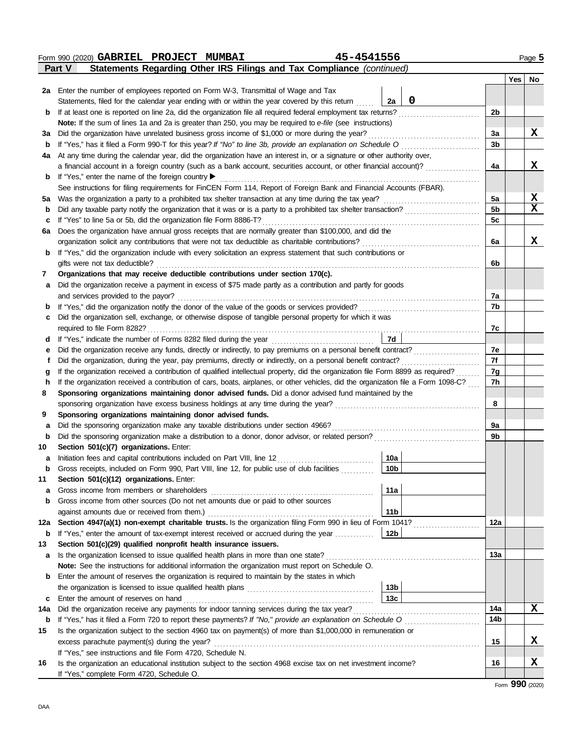Form 990 (2020) **GABRIEL PROJECT MUMBAI** **45-4541556** Page **5**

## Part V Statements Regarding Other IRS Filings and Tax Compliance *(continued)*

| | | | | Yes | No |
|---|---|---|---|---|---|
| **2a** | Enter the number of employees reported on Form W-3, Transmittal of Wage and Tax Statements, filed for the calendar year ending with or within the year covered by this return | **2a** 0 | | | |
| **b** | If at least one is reported on line 2a, did the organization file all required federal employment tax returns? | | **2b** | | |
| | **Note:** If the sum of lines 1a and 2a is greater than 250, you may be required to *e-file* (see instructions) | | | | |
| **3a** | Did the organization have unrelated business gross income of $1,000 or more during the year? | | **3a** | | X |
| **b** | If "Yes," has it filed a Form 990-T for this year? *If "No" to line 3b, provide an explanation on Schedule O* | | **3b** | | |
| **4a** | At any time during the calendar year, did the organization have an interest in, or a signature or other authority over, a financial account in a foreign country (such as a bank account, securities account, or other financial account)? | | **4a** | | X |
| **b** | If "Yes," enter the name of the foreign country ▶ | | | | |
| | See instructions for filing requirements for FinCEN Form 114, Report of Foreign Bank and Financial Accounts (FBAR). | | | | |
| **5a** | Was the organization a party to a prohibited tax shelter transaction at any time during the tax year? | | **5a** | | X |
| **b** | Did any taxable party notify the organization that it was or is a party to a prohibited tax shelter transaction? | | **5b** | | X |
| **c** | If "Yes" to line 5a or 5b, did the organization file Form 8886-T? | | **5c** | | |
| **6a** | Does the organization have annual gross receipts that are normally greater than $100,000, and did the organization solicit any contributions that were not tax deductible as charitable contributions? | | **6a** | | X |
| **b** | If "Yes," did the organization include with every solicitation an express statement that such contributions or gifts were not tax deductible? | | **6b** | | |
| **7** | **Organizations that may receive deductible contributions under section 170(c).** | | | | |
| **a** | Did the organization receive a payment in excess of $75 made partly as a contribution and partly for goods and services provided to the payor? | | **7a** | | |
| **b** | If "Yes," did the organization notify the donor of the value of the goods or services provided? | | **7b** | | |
| **c** | Did the organization sell, exchange, or otherwise dispose of tangible personal property for which it was required to file Form 8282? | | **7c** | | |
| **d** | If "Yes," indicate the number of Forms 8282 filed during the year | **7d** | | | |
| **e** | Did the organization receive any funds, directly or indirectly, to pay premiums on a personal benefit contract? | | **7e** | | |
| **f** | Did the organization, during the year, pay premiums, directly or indirectly, on a personal benefit contract? | | **7f** | | |
| **g** | If the organization received a contribution of qualified intellectual property, did the organization file Form 8899 as required? | | **7g** | | |
| **h** | If the organization received a contribution of cars, boats, airplanes, or other vehicles, did the organization file a Form 1098-C? | | **7h** | | |
| **8** | **Sponsoring organizations maintaining donor advised funds.** Did a donor advised fund maintained by the sponsoring organization have excess business holdings at any time during the year? | | **8** | | |
| **9** | **Sponsoring organizations maintaining donor advised funds.** | | | | |
| **a** | Did the sponsoring organization make any taxable distributions under section 4966? | | **9a** | | |
| **b** | Did the sponsoring organization make a distribution to a donor, donor advisor, or related person? | | **9b** | | |
| **10** | **Section 501(c)(7) organizations.** Enter: | | | | |
| **a** | Initiation fees and capital contributions included on Part VIII, line 12 | **10a** | | | |
| **b** | Gross receipts, included on Form 990, Part VIII, line 12, for public use of club facilities | **10b** | | | |
| **11** | **Section 501(c)(12) organizations.** Enter: | | | | |
| **a** | Gross income from members or shareholders | **11a** | | | |
| **b** | Gross income from other sources (Do not net amounts due or paid to other sources against amounts due or received from them.) | **11b** | | | |
| **12a** | **Section 4947(a)(1) non-exempt charitable trusts.** Is the organization filing Form 990 in lieu of Form 1041? | | **12a** | | |
| **b** | If "Yes," enter the amount of tax-exempt interest received or accrued during the year | **12b** | | | |
| **13** | **Section 501(c)(29) qualified nonprofit health insurance issuers.** | | | | |
| **a** | Is the organization licensed to issue qualified health plans in more than one state? | | **13a** | | |
| | **Note:** See the instructions for additional information the organization must report on Schedule O. | | | | |
| **b** | Enter the amount of reserves the organization is required to maintain by the states in which the organization is licensed to issue qualified health plans | **13b** | | | |
| **c** | Enter the amount of reserves on hand | **13c** | | | |
| **14a** | Did the organization receive any payments for indoor tanning services during the tax year? | | **14a** | | X |
| **b** | If "Yes," has it filed a Form 720 to report these payments? *If "No," provide an explanation on Schedule O* | | **14b** | | |
| **15** | Is the organization subject to the section 4960 tax on payment(s) of more than $1,000,000 in remuneration or excess parachute payment(s) during the year? | | **15** | | X |
| | If "Yes," see instructions and file Form 4720, Schedule N. | | | | |
| **16** | Is the organization an educational institution subject to the section 4968 excise tax on net investment income? | | **16** | | X |
| | If "Yes," complete Form 4720, Schedule O. | | | | |

Form **990** (2020)

DAA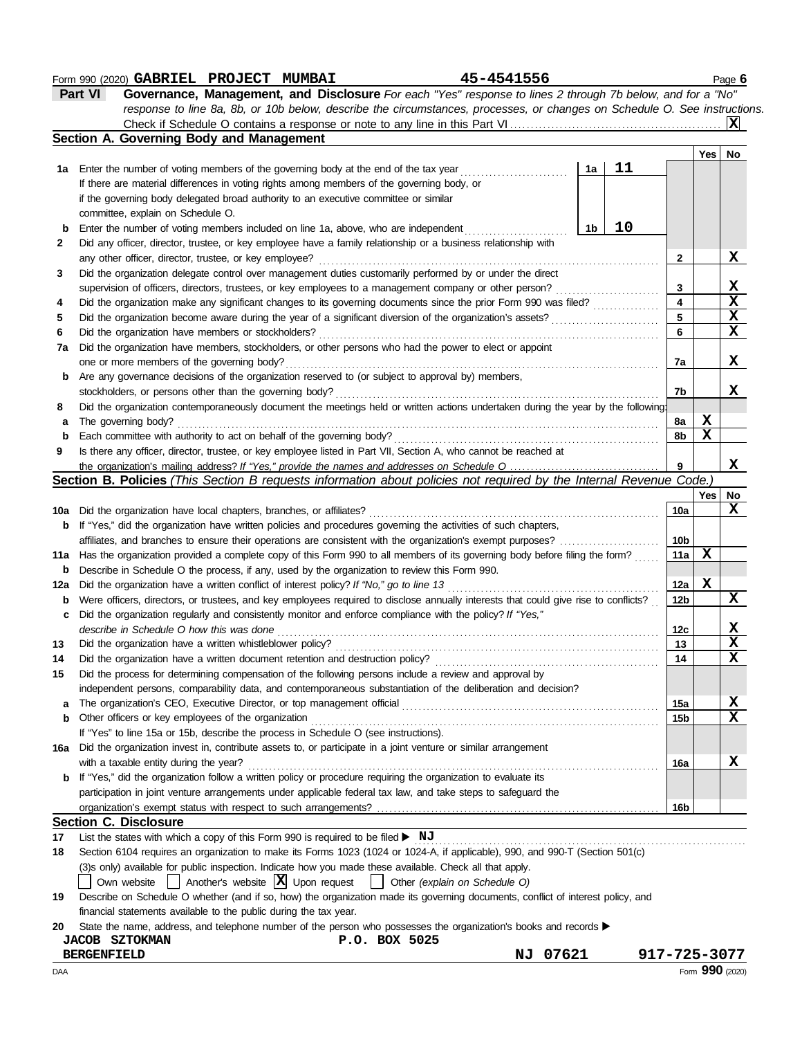Form 990 (2020) **GABRIEL PROJECT MUMBAI** 45-4541556 Page **6**

## Part VI Governance, Management, and Disclosure

*For each "Yes" response to lines 2 through 7b below, and for a "No" response to line 8a, 8b, or 10b below, describe the circumstances, processes, or changes on Schedule O. See instructions.*

Check if Schedule O contains a response or note to any line in this Part VI ... **X**

### Section A. Governing Body and Management

| | | | | | Yes | No |
|---|---|---|---|---|---|---|
| **1a** | Enter the number of voting members of the governing body at the end of the tax year. If there are material differences in voting rights among members of the governing body, or if the governing body delegated broad authority to an executive committee or similar committee, explain on Schedule O. | 1a | 11 | | | |
| **b** | Enter the number of voting members included on line 1a, above, who are independent | 1b | 10 | | | |
| **2** | Did any officer, director, trustee, or key employee have a family relationship or a business relationship with any other officer, director, trustee, or key employee? | | | 2 | | X |
| **3** | Did the organization delegate control over management duties customarily performed by or under the direct supervision of officers, directors, trustees, or key employees to a management company or other person? | | | 3 | | X |
| **4** | Did the organization make any significant changes to its governing documents since the prior Form 990 was filed? | | | 4 | | X |
| **5** | Did the organization become aware during the year of a significant diversion of the organization's assets? | | | 5 | | X |
| **6** | Did the organization have members or stockholders? | | | 6 | | X |
| **7a** | Did the organization have members, stockholders, or other persons who had the power to elect or appoint one or more members of the governing body? | | | 7a | | X |
| **b** | Are any governance decisions of the organization reserved to (or subject to approval by) members, stockholders, or persons other than the governing body? | | | 7b | | X |
| **8** | Did the organization contemporaneously document the meetings held or written actions undertaken during the year by the following: | | | | | |
| **a** | The governing body? | | | 8a | X | |
| **b** | Each committee with authority to act on behalf of the governing body? | | | 8b | X | |
| **9** | Is there any officer, director, trustee, or key employee listed in Part VII, Section A, who cannot be reached at the organization's mailing address? *If "Yes," provide the names and addresses on Schedule O* | | | 9 | | X |

### Section B. Policies *(This Section B requests information about policies not required by the Internal Revenue Code.)*

| | | | Yes | No |
|---|---|---|---|---|
| **10a** | Did the organization have local chapters, branches, or affiliates? | 10a | | X |
| **b** | If "Yes," did the organization have written policies and procedures governing the activities of such chapters, affiliates, and branches to ensure their operations are consistent with the organization's exempt purposes? | 10b | | |
| **11a** | Has the organization provided a complete copy of this Form 990 to all members of its governing body before filing the form? | 11a | X | |
| **b** | Describe in Schedule O the process, if any, used by the organization to review this Form 990. | | | |
| **12a** | Did the organization have a written conflict of interest policy? *If "No," go to line 13* | 12a | X | |
| **b** | Were officers, directors, or trustees, and key employees required to disclose annually interests that could give rise to conflicts? | 12b | | X |
| **c** | Did the organization regularly and consistently monitor and enforce compliance with the policy? *If "Yes," describe in Schedule O how this was done* | 12c | | X |
| **13** | Did the organization have a written whistleblower policy? | 13 | | X |
| **14** | Did the organization have a written document retention and destruction policy? | 14 | | X |
| **15** | Did the process for determining compensation of the following persons include a review and approval by independent persons, comparability data, and contemporaneous substantiation of the deliberation and decision? | | | |
| **a** | The organization's CEO, Executive Director, or top management official | 15a | | X |
| **b** | Other officers or key employees of the organization | 15b | | X |
| | If "Yes" to line 15a or 15b, describe the process in Schedule O (see instructions). | | | |
| **16a** | Did the organization invest in, contribute assets to, or participate in a joint venture or similar arrangement with a taxable entity during the year? | 16a | | X |
| **b** | If "Yes," did the organization follow a written policy or procedure requiring the organization to evaluate its participation in joint venture arrangements under applicable federal tax law, and take steps to safeguard the organization's exempt status with respect to such arrangements? | 16b | | |

### Section C. Disclosure

**17** List the states with which a copy of this Form 990 is required to be filed ▶ **NJ**

**18** Section 6104 requires an organization to make its Forms 1023 (1024 or 1024-A, if applicable), 990, and 990-T (Section 501(c)(3)s only) available for public inspection. Indicate how you made these available. Check all that apply.

☐ Own website ☐ Another's website ☒ Upon request ☐ Other *(explain on Schedule O)*

**19** Describe on Schedule O whether (and if so, how) the organization made its governing documents, conflict of interest policy, and financial statements available to the public during the tax year.

**20** State the name, address, and telephone number of the person who possesses the organization's books and records ▶

**JACOB SZTOKMAN** P.O. BOX 5025
**BERGENFIELD** NJ 07621 917-725-3077

DAA Form **990** (2020)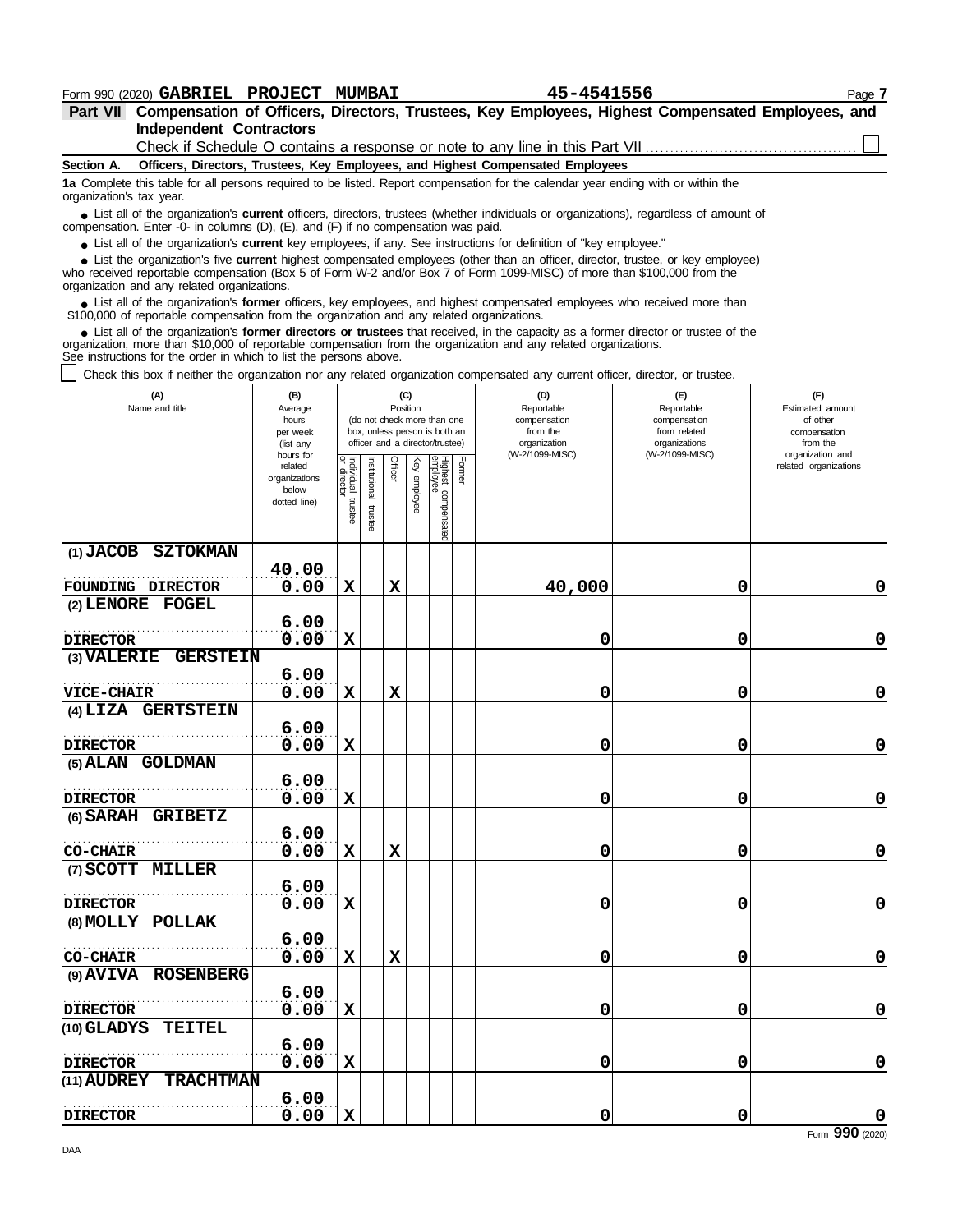Form 990 (2020) **GABRIEL PROJECT MUMBAI** **45-4541556**

## Part VII Compensation of Officers, Directors, Trustees, Key Employees, Highest Compensated Employees, and Independent Contractors

Check if Schedule O contains a response or note to any line in this Part VII ☐

**Section A. Officers, Directors, Trustees, Key Employees, and Highest Compensated Employees**

**1a** Complete this table for all persons required to be listed. Report compensation for the calendar year ending with or within the organization's tax year.

- List all of the organization's **current** officers, directors, trustees (whether individuals or organizations), regardless of amount of compensation. Enter -0- in columns (D), (E), and (F) if no compensation was paid.
- List all of the organization's **current** key employees, if any. See instructions for definition of "key employee."
- List the organization's five **current** highest compensated employees (other than an officer, director, trustee, or key employee) who received reportable compensation (Box 5 of Form W-2 and/or Box 7 of Form 1099-MISC) of more than $100,000 from the organization and any related organizations.
- List all of the organization's **former** officers, key employees, and highest compensated employees who received more than $100,000 of reportable compensation from the organization and any related organizations.
- List all of the organization's **former directors or trustees** that received, in the capacity as a former director or trustee of the organization, more than $10,000 of reportable compensation from the organization and any related organizations.

See instructions for the order in which to list the persons above.

☐ Check this box if neither the organization nor any related organization compensated any current officer, director, or trustee.

| (A) Name and title | (B) Average hours per week (list any hours for related organizations below dotted line) | (C) Position: Individual trustee or director | Institutional trustee | Officer | Key employee | Highest compensated employee | Former | (D) Reportable compensation from the organization (W-2/1099-MISC) | (E) Reportable compensation from related organizations (W-2/1099-MISC) | (F) Estimated amount of other compensation from the organization and related organizations |
|---|---|---|---|---|---|---|---|---|---|---|
| (1) JACOB SZTOKMAN<br>FOUNDING DIRECTOR | 40.00<br>0.00 | X | | X | | | | 40,000 | 0 | 0 |
| (2) LENORE FOGEL<br>DIRECTOR | 6.00<br>0.00 | X | | | | | | 0 | 0 | 0 |
| (3) VALERIE GERSTEIN<br>VICE-CHAIR | 6.00<br>0.00 | X | | X | | | | 0 | 0 | 0 |
| (4) LIZA GERTSTEIN<br>DIRECTOR | 6.00<br>0.00 | X | | | | | | 0 | 0 | 0 |
| (5) ALAN GOLDMAN<br>DIRECTOR | 6.00<br>0.00 | X | | | | | | 0 | 0 | 0 |
| (6) SARAH GRIBETZ<br>CO-CHAIR | 6.00<br>0.00 | X | | X | | | | 0 | 0 | 0 |
| (7) SCOTT MILLER<br>DIRECTOR | 6.00<br>0.00 | X | | | | | | 0 | 0 | 0 |
| (8) MOLLY POLLAK<br>CO-CHAIR | 6.00<br>0.00 | X | | X | | | | 0 | 0 | 0 |
| (9) AVIVA ROSENBERG<br>DIRECTOR | 6.00<br>0.00 | X | | | | | | 0 | 0 | 0 |
| (10) GLADYS TEITEL<br>DIRECTOR | 6.00<br>0.00 | X | | | | | | 0 | 0 | 0 |
| (11) AUDREY TRACHTMAN<br>DIRECTOR | 6.00<br>0.00 | X | | | | | | 0 | 0 | 0 |

Form **990** (2020)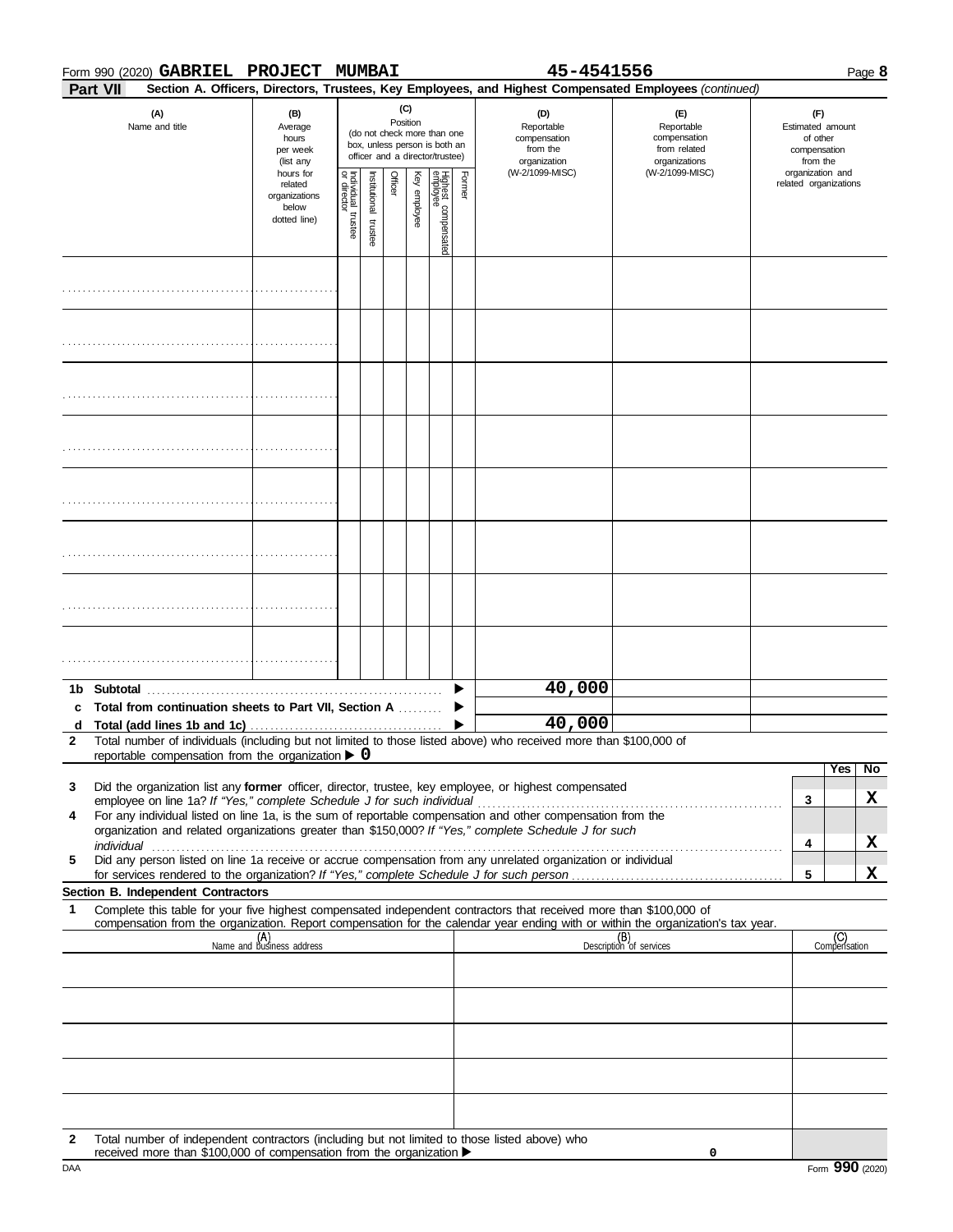Form 990 (2020) **GABRIEL PROJECT MUMBAI** **45-4541556** Page **8**

**Part VII** **Section A. Officers, Directors, Trustees, Key Employees, and Highest Compensated Employees** *(continued)*

| (A) Name and title | (B) Average hours per week (list any hours for related organizations below dotted line) | (C) Position (do not check more than one box, unless person is both an officer and a director/trustee) | | | | | | (D) Reportable compensation from the organization (W-2/1099-MISC) | (E) Reportable compensation from related organizations (W-2/1099-MISC) | (F) Estimated amount of other compensation from the organization and related organizations |
|---|---|---|---|---|---|---|---|---|---|---|
| | | Individual trustee or director | Institutional trustee | Officer | Key employee | Highest compensated employee | Former | | | |
| | | | | | | | | | | |
| | | | | | | | | | | |
| | | | | | | | | | | |
| | | | | | | | | | | |
| | | | | | | | | | | |
| | | | | | | | | | | |
| | | | | | | | | | | |
| | | | | | | | | | | |
| **1b Subtotal** | | | | | | | | 40,000 | | |
| **c Total from continuation sheets to Part VII, Section A** | | | | | | | | | | |
| **d Total (add lines 1b and 1c)** | | | | | | | | 40,000 | | |

**2** Total number of individuals (including but not limited to those listed above) who received more than $100,000 of reportable compensation from the organization ▶ 0

| | | | Yes | No |
|---|---|---|---|---|
| **3** | Did the organization list any **former** officer, director, trustee, key employee, or highest compensated employee on line 1a? *If "Yes," complete Schedule J for such individual* | 3 | | X |
| **4** | For any individual listed on line 1a, is the sum of reportable compensation and other compensation from the organization and related organizations greater than $150,000? *If "Yes," complete Schedule J for such individual* | 4 | | X |
| **5** | Did any person listed on line 1a receive or accrue compensation from any unrelated organization or individual for services rendered to the organization? *If "Yes," complete Schedule J for such person* | 5 | | X |

**Section B. Independent Contractors**

**1** Complete this table for your five highest compensated independent contractors that received more than $100,000 of compensation from the organization. Report compensation for the calendar year ending with or within the organization's tax year.

| (A) Name and business address | (B) Description of services | (C) Compensation |
|---|---|---|
| | | |
| | | |
| | | |
| | | |
| | | |

**2** Total number of independent contractors (including but not limited to those listed above) who received more than $100,000 of compensation from the organization ▶ 0

Form **990** (2020)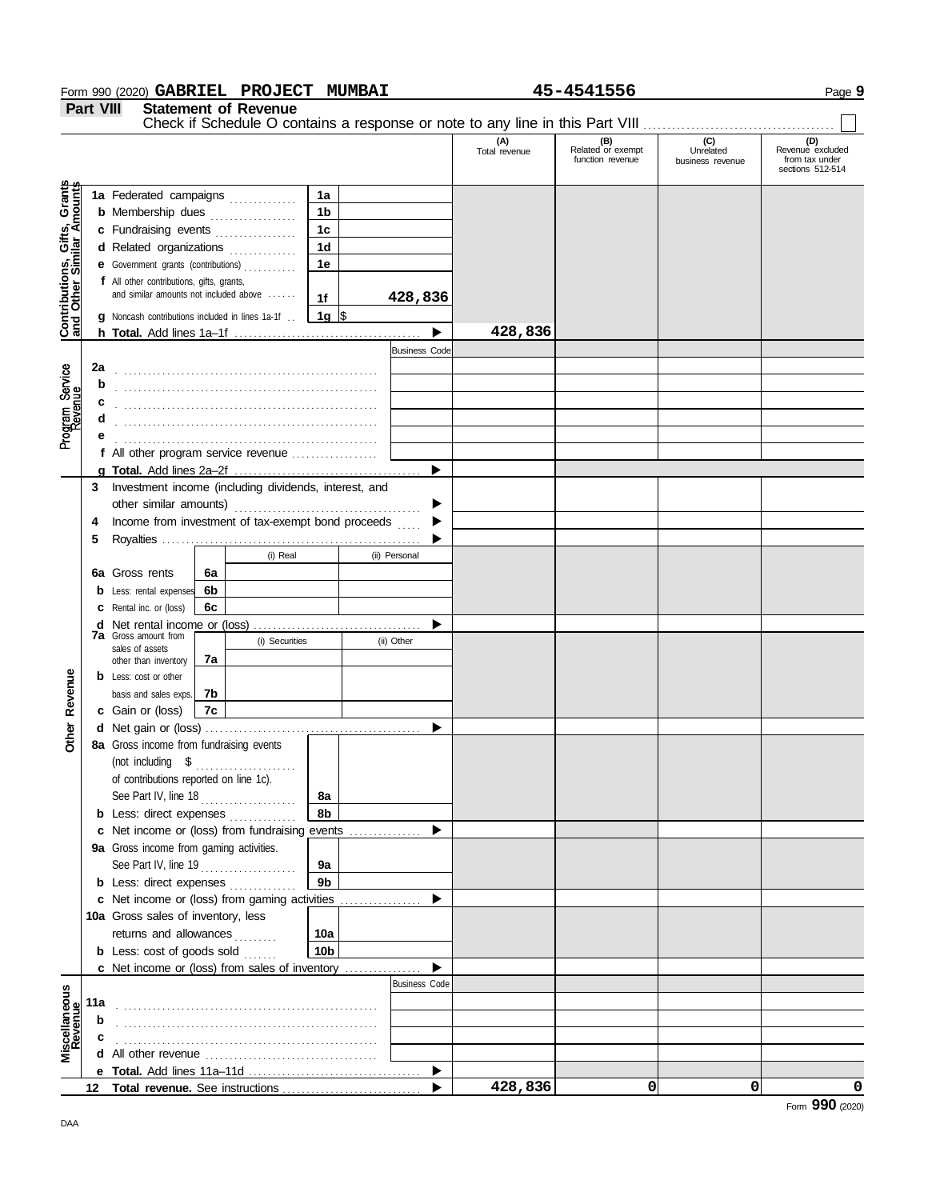Form 990 (2020) **GABRIEL PROJECT MUMBAI** **45-4541556**

## Part VIII Statement of Revenue

Check if Schedule O contains a response or note to any line in this Part VIII . . . . . . . . . . . . . . . . . . . . ☐

| | | | (A) Total revenue | (B) Related or exempt function revenue | (C) Unrelated business revenue | (D) Revenue excluded from tax under sections 512-514 |
|---|---|---|---|---|---|---|
| **Contributions, Gifts, Grants and Other Similar Amounts** | 1a Federated campaigns | 1a | | | | |
| | b Membership dues | 1b | | | | |
| | c Fundraising events | 1c | | | | |
| | d Related organizations | 1d | | | | |
| | e Government grants (contributions) | 1e | | | | |
| | f All other contributions, gifts, grants, and similar amounts not included above | 1f 428,836 | | | | |
| | g Noncash contributions included in lines 1a-1f | 1g $ | | | | |
| | h **Total.** Add lines 1a–1f | ▶ | 428,836 | | | |
| **Program Service Revenue** | | Business Code | | | | |
| | 2a | | | | | |
| | b | | | | | |
| | c | | | | | |
| | d | | | | | |
| | e | | | | | |
| | f All other program service revenue | | | | | |
| | g **Total.** Add lines 2a–2f | ▶ | | | | |
| **Other Revenue** | 3 Investment income (including dividends, interest, and other similar amounts) | ▶ | | | | |
| | 4 Income from investment of tax-exempt bond proceeds | ▶ | | | | |
| | 5 Royalties | ▶ | | | | |
| | | (i) Real / (ii) Personal | | | | |
| | 6a Gross rents | 6a | | | | |
| | b Less: rental expenses | 6b | | | | |
| | c Rental inc. or (loss) | 6c | | | | |
| | d Net rental income or (loss) | ▶ | | | | |
| | 7a Gross amount from sales of assets other than inventory | (i) Securities / (ii) Other — 7a | | | | |
| | b Less: cost or other basis and sales exps. | 7b | | | | |
| | c Gain or (loss) | 7c | | | | |
| | d Net gain or (loss) | ▶ | | | | |
| | 8a Gross income from fundraising events (not including $ of contributions reported on line 1c). See Part IV, line 18 | 8a | | | | |
| | b Less: direct expenses | 8b | | | | |
| | c Net income or (loss) from fundraising events | ▶ | | | | |
| | 9a Gross income from gaming activities. See Part IV, line 19 | 9a | | | | |
| | b Less: direct expenses | 9b | | | | |
| | c Net income or (loss) from gaming activities | ▶ | | | | |
| | 10a Gross sales of inventory, less returns and allowances | 10a | | | | |
| | b Less: cost of goods sold | 10b | | | | |
| | c Net income or (loss) from sales of inventory | ▶ | | | | |
| **Miscellaneous Revenue** | | Business Code | | | | |
| | 11a | | | | | |
| | b | | | | | |
| | c | | | | | |
| | d All other revenue | | | | | |
| | e **Total.** Add lines 11a–11d | ▶ | | | | |
| | 12 **Total revenue.** See instructions | ▶ | 428,836 | 0 | 0 | 0 |

Form **990** (2020)

DAA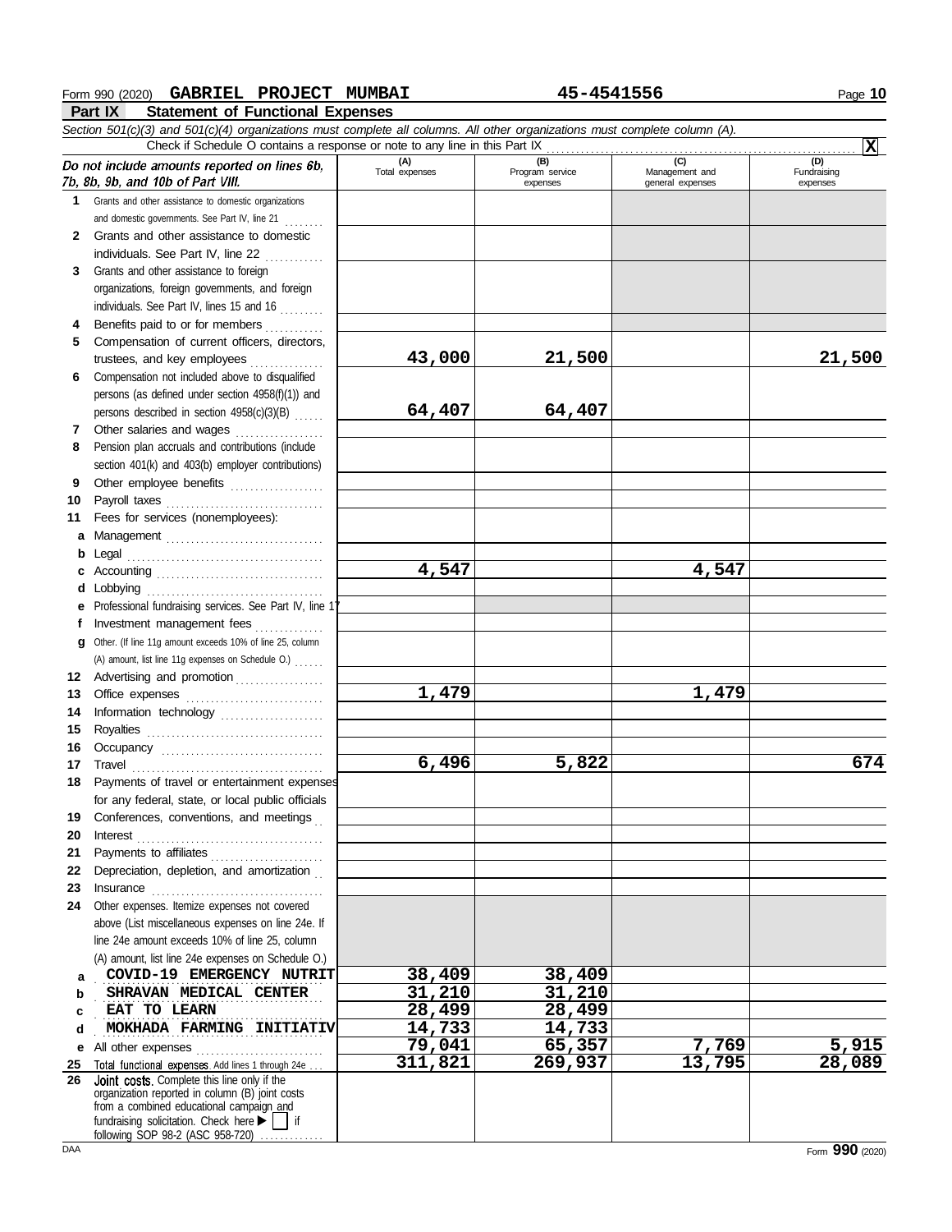Form 990 (2020) **GABRIEL PROJECT MUMBAI** **45-4541556**

## Part IX Statement of Functional Expenses

*Section 501(c)(3) and 501(c)(4) organizations must complete all columns. All other organizations must complete column (A).*

Check if Schedule O contains a response or note to any line in this Part IX .................... **X**

| *Do not include amounts reported on lines 6b, 7b, 8b, 9b, and 10b of Part VIII.* | (A) Total expenses | (B) Program service expenses | (C) Management and general expenses | (D) Fundraising expenses |
|---|---|---|---|---|
| **1** Grants and other assistance to domestic organizations and domestic governments. See Part IV, line 21 | | | | |
| **2** Grants and other assistance to domestic individuals. See Part IV, line 22 | | | | |
| **3** Grants and other assistance to foreign organizations, foreign governments, and foreign individuals. See Part IV, lines 15 and 16 | | | | |
| **4** Benefits paid to or for members | | | | |
| **5** Compensation of current officers, directors, trustees, and key employees | 43,000 | 21,500 | | 21,500 |
| **6** Compensation not included above to disqualified persons (as defined under section 4958(f)(1)) and persons described in section 4958(c)(3)(B) | 64,407 | 64,407 | | |
| **7** Other salaries and wages | | | | |
| **8** Pension plan accruals and contributions (include section 401(k) and 403(b) employer contributions) | | | | |
| **9** Other employee benefits | | | | |
| **10** Payroll taxes | | | | |
| **11** Fees for services (nonemployees): | | | | |
| **a** Management | | | | |
| **b** Legal | | | | |
| **c** Accounting | 4,547 | | 4,547 | |
| **d** Lobbying | | | | |
| **e** Professional fundraising services. See Part IV, line 17 | | | | |
| **f** Investment management fees | | | | |
| **g** Other. (If line 11g amount exceeds 10% of line 25, column (A) amount, list line 11g expenses on Schedule O.) | | | | |
| **12** Advertising and promotion | | | | |
| **13** Office expenses | 1,479 | | 1,479 | |
| **14** Information technology | | | | |
| **15** Royalties | | | | |
| **16** Occupancy | | | | |
| **17** Travel | 6,496 | 5,822 | | 674 |
| **18** Payments of travel or entertainment expenses for any federal, state, or local public officials | | | | |
| **19** Conferences, conventions, and meetings | | | | |
| **20** Interest | | | | |
| **21** Payments to affiliates | | | | |
| **22** Depreciation, depletion, and amortization | | | | |
| **23** Insurance | | | | |
| **24** Other expenses. Itemize expenses not covered above (List miscellaneous expenses on line 24e. If line 24e amount exceeds 10% of line 25, column (A) amount, list line 24e expenses on Schedule O.) | | | | |
| **a** COVID-19 EMERGENCY NUTRIT | 38,409 | 38,409 | | |
| **b** SHRAVAN MEDICAL CENTER | 31,210 | 31,210 | | |
| **c** EAT TO LEARN | 28,499 | 28,499 | | |
| **d** MOKHADA FARMING INITIATIV | 14,733 | 14,733 | | |
| **e** All other expenses | 79,041 | 65,357 | 7,769 | 5,915 |
| **25** Total functional expenses. Add lines 1 through 24e | 311,821 | 269,937 | 13,795 | 28,089 |
| **26** Joint costs. Complete this line only if the organization reported in column (B) joint costs from a combined educational campaign and fundraising solicitation. Check here ▶ ☐ if following SOP 98-2 (ASC 958-720) | | | | |

DAA Form **990** (2020)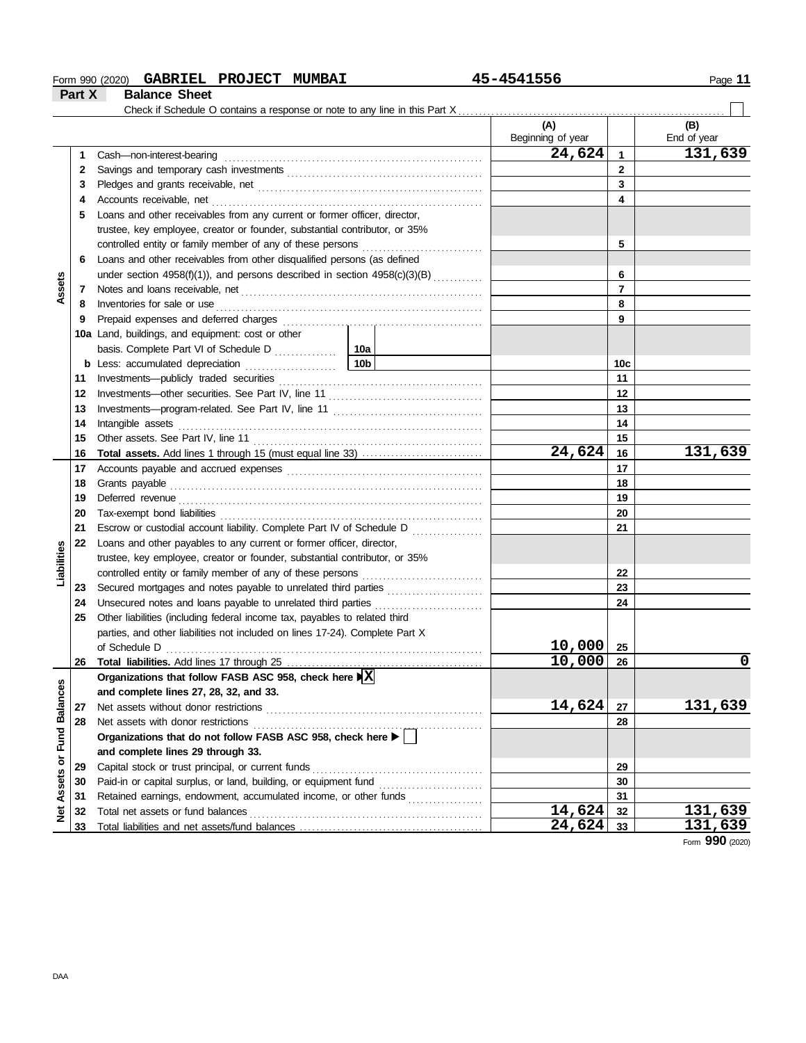Form 990 (2020) **GABRIEL PROJECT MUMBAI** **45-4541556**

## Part X Balance Sheet

Check if Schedule O contains a response or note to any line in this Part X ☐

| Section | Line | Description | (A) Beginning of year | Line | (B) End of year |
|---|---|---|---|---|---|
| Assets | 1 | Cash—non-interest-bearing | 24,624 | 1 | 131,639 |
| | 2 | Savings and temporary cash investments | | 2 | |
| | 3 | Pledges and grants receivable, net | | 3 | |
| | 4 | Accounts receivable, net | | 4 | |
| | 5 | Loans and other receivables from any current or former officer, director, trustee, key employee, creator or founder, substantial contributor, or 35% controlled entity or family member of any of these persons | | 5 | |
| | 6 | Loans and other receivables from other disqualified persons (as defined under section 4958(f)(1)), and persons described in section 4958(c)(3)(B) | | 6 | |
| | 7 | Notes and loans receivable, net | | 7 | |
| | 8 | Inventories for sale or use | | 8 | |
| | 9 | Prepaid expenses and deferred charges | | 9 | |
| | 10a | Land, buildings, and equipment: cost or other basis. Complete Part VI of Schedule D ... 10a | | | |
| | b | Less: accumulated depreciation ... 10b | | 10c | |
| | 11 | Investments—publicly traded securities | | 11 | |
| | 12 | Investments—other securities. See Part IV, line 11 | | 12 | |
| | 13 | Investments—program-related. See Part IV, line 11 | | 13 | |
| | 14 | Intangible assets | | 14 | |
| | 15 | Other assets. See Part IV, line 11 | | 15 | |
| | 16 | **Total assets.** Add lines 1 through 15 (must equal line 33) | 24,624 | 16 | 131,639 |
| Liabilities | 17 | Accounts payable and accrued expenses | | 17 | |
| | 18 | Grants payable | | 18 | |
| | 19 | Deferred revenue | | 19 | |
| | 20 | Tax-exempt bond liabilities | | 20 | |
| | 21 | Escrow or custodial account liability. Complete Part IV of Schedule D | | 21 | |
| | 22 | Loans and other payables to any current or former officer, director, trustee, key employee, creator or founder, substantial contributor, or 35% controlled entity or family member of any of these persons | | 22 | |
| | 23 | Secured mortgages and notes payable to unrelated third parties | | 23 | |
| | 24 | Unsecured notes and loans payable to unrelated third parties | | 24 | |
| | 25 | Other liabilities (including federal income tax, payables to related third parties, and other liabilities not included on lines 17-24). Complete Part X of Schedule D | 10,000 | 25 | |
| | 26 | **Total liabilities.** Add lines 17 through 25 | 10,000 | 26 | 0 |
| Net Assets or Fund Balances | | **Organizations that follow FASB ASC 958, check here** ☒ **and complete lines 27, 28, 32, and 33.** | | | |
| | 27 | Net assets without donor restrictions | 14,624 | 27 | 131,639 |
| | 28 | Net assets with donor restrictions | | 28 | |
| | | **Organizations that do not follow FASB ASC 958, check here** ☐ **and complete lines 29 through 33.** | | | |
| | 29 | Capital stock or trust principal, or current funds | | 29 | |
| | 30 | Paid-in or capital surplus, or land, building, or equipment fund | | 30 | |
| | 31 | Retained earnings, endowment, accumulated income, or other funds | | 31 | |
| | 32 | Total net assets or fund balances | 14,624 | 32 | 131,639 |
| | 33 | Total liabilities and net assets/fund balances | 24,624 | 33 | 131,639 |

Form **990** (2020)

DAA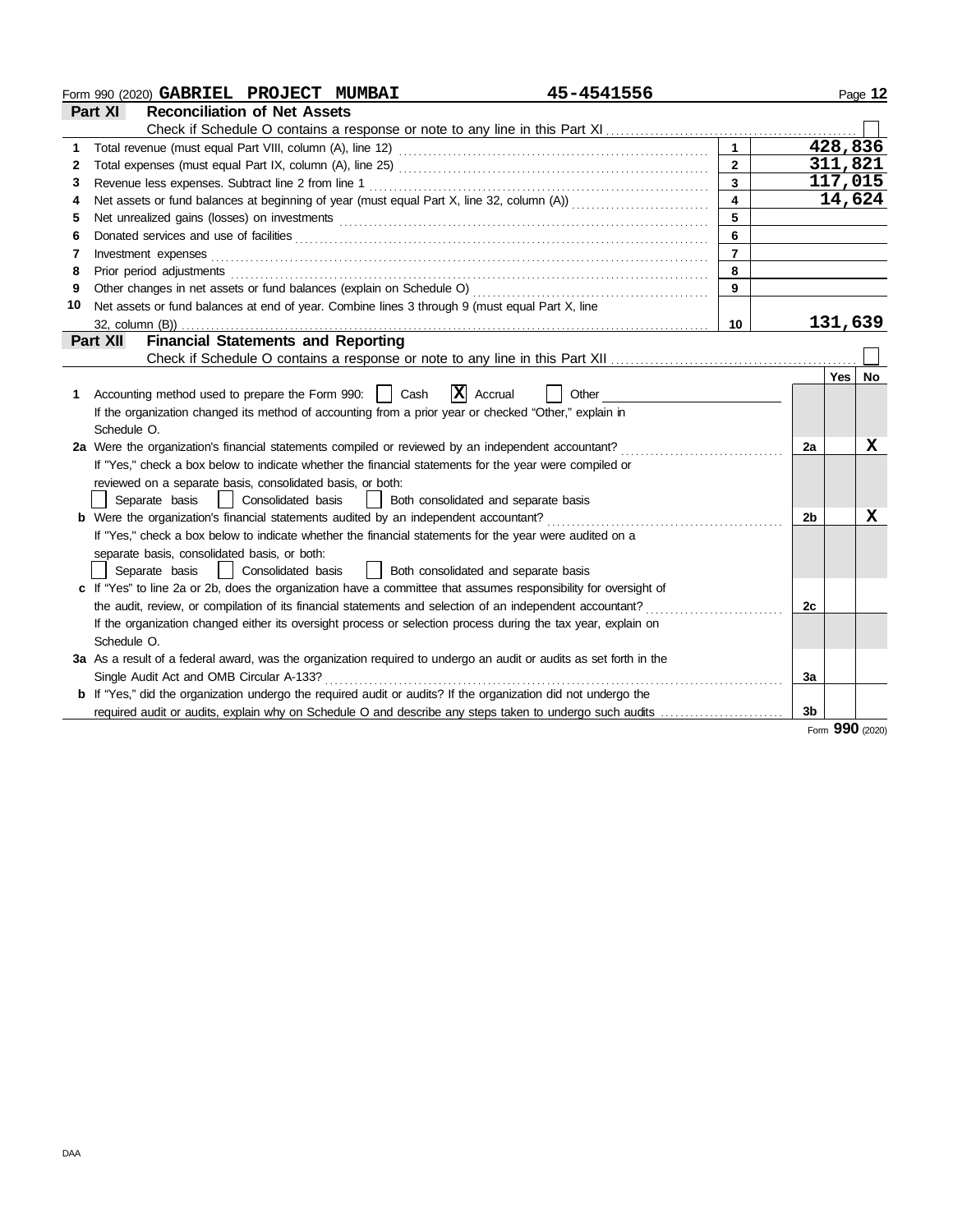Form 990 (2020) **GABRIEL PROJECT MUMBAI** **45-4541556** Page **12**

## Part XI Reconciliation of Net Assets

Check if Schedule O contains a response or note to any line in this Part XI ☐

| | | | |
|---|---|---|---|
| 1 | Total revenue (must equal Part VIII, column (A), line 12) | 1 | 428,836 |
| 2 | Total expenses (must equal Part IX, column (A), line 25) | 2 | 311,821 |
| 3 | Revenue less expenses. Subtract line 2 from line 1 | 3 | 117,015 |
| 4 | Net assets or fund balances at beginning of year (must equal Part X, line 32, column (A)) | 4 | 14,624 |
| 5 | Net unrealized gains (losses) on investments | 5 | |
| 6 | Donated services and use of facilities | 6 | |
| 7 | Investment expenses | 7 | |
| 8 | Prior period adjustments | 8 | |
| 9 | Other changes in net assets or fund balances (explain on Schedule O) | 9 | |
| 10 | Net assets or fund balances at end of year. Combine lines 3 through 9 (must equal Part X, line 32, column (B)) | 10 | 131,639 |

## Part XII Financial Statements and Reporting

Check if Schedule O contains a response or note to any line in this Part XII ☐

| | | | Yes | No |
|---|---|---|---|---|
| 1 | Accounting method used to prepare the Form 990: ☐ Cash ☒ Accrual ☐ Other<br>If the organization changed its method of accounting from a prior year or checked "Other," explain in Schedule O. | | | |
| 2a | Were the organization's financial statements compiled or reviewed by an independent accountant? | 2a | | X |
| | If "Yes," check a box below to indicate whether the financial statements for the year were compiled or reviewed on a separate basis, consolidated basis, or both:<br>☐ Separate basis ☐ Consolidated basis ☐ Both consolidated and separate basis | | | |
| b | Were the organization's financial statements audited by an independent accountant? | 2b | | X |
| | If "Yes," check a box below to indicate whether the financial statements for the year were audited on a separate basis, consolidated basis, or both:<br>☐ Separate basis ☐ Consolidated basis ☐ Both consolidated and separate basis | | | |
| c | If "Yes" to line 2a or 2b, does the organization have a committee that assumes responsibility for oversight of the audit, review, or compilation of its financial statements and selection of an independent accountant? | 2c | | |
| | If the organization changed either its oversight process or selection process during the tax year, explain on Schedule O. | | | |
| 3a | As a result of a federal award, was the organization required to undergo an audit or audits as set forth in the Single Audit Act and OMB Circular A-133? | 3a | | |
| b | If "Yes," did the organization undergo the required audit or audits? If the organization did not undergo the required audit or audits, explain why on Schedule O and describe any steps taken to undergo such audits | 3b | | |

Form **990** (2020)

DAA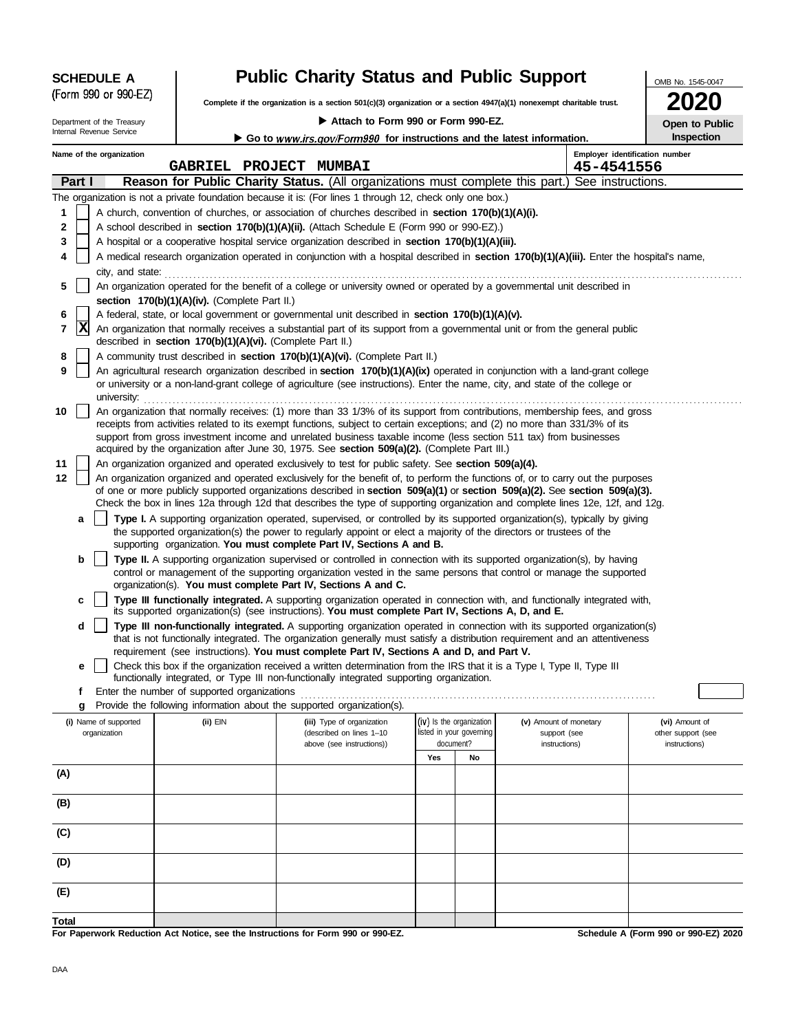**SCHEDULE A**
**(Form 990 or 990-EZ)**

Department of the Treasury
Internal Revenue Service

# Public Charity Status and Public Support

**Complete if the organization is a section 501(c)(3) organization or a section 4947(a)(1) nonexempt charitable trust.**

▶ **Attach to Form 990 or Form 990-EZ.**

▶ **Go to *www.irs.gov/Form990* for instructions and the latest information.**

OMB No. 1545-0047

**2020**

**Open to Public Inspection**

**Name of the organization:** GABRIEL PROJECT MUMBAI

**Employer identification number:** 45-4541556

## Part I — Reason for Public Charity Status. (All organizations must complete this part.) See instructions.

The organization is not a private foundation because it is: (For lines 1 through 12, check only one box.)

1. [ ] A church, convention of churches, or association of churches described in **section 170(b)(1)(A)(i).**
2. [ ] A school described in **section 170(b)(1)(A)(ii).** (Attach Schedule E (Form 990 or 990-EZ).)
3. [ ] A hospital or a cooperative hospital service organization described in **section 170(b)(1)(A)(iii).**
4. [ ] A medical research organization operated in conjunction with a hospital described in **section 170(b)(1)(A)(iii).** Enter the hospital's name, city, and state:
5. [ ] An organization operated for the benefit of a college or university owned or operated by a governmental unit described in **section 170(b)(1)(A)(iv).** (Complete Part II.)
6. [ ] A federal, state, or local government or governmental unit described in **section 170(b)(1)(A)(v).**
7. [X] An organization that normally receives a substantial part of its support from a governmental unit or from the general public described in **section 170(b)(1)(A)(vi).** (Complete Part II.)
8. [ ] A community trust described in **section 170(b)(1)(A)(vi).** (Complete Part II.)
9. [ ] An agricultural research organization described in **section 170(b)(1)(A)(ix)** operated in conjunction with a land-grant college or university or a non-land-grant college of agriculture (see instructions). Enter the name, city, and state of the college or university:
10. [ ] An organization that normally receives: (1) more than 33 1/3% of its support from contributions, membership fees, and gross receipts from activities related to its exempt functions, subject to certain exceptions; and (2) no more than 331/3% of its support from gross investment income and unrelated business taxable income (less section 511 tax) from businesses acquired by the organization after June 30, 1975. See **section 509(a)(2).** (Complete Part III.)
11. [ ] An organization organized and operated exclusively to test for public safety. See **section 509(a)(4).**
12. [ ] An organization organized and operated exclusively for the benefit of, to perform the functions of, or to carry out the purposes of one or more publicly supported organizations described in **section 509(a)(1)** or **section 509(a)(2).** See **section 509(a)(3).** Check the box in lines 12a through 12d that describes the type of supporting organization and complete lines 12e, 12f, and 12g.
   - **a** [ ] **Type I.** A supporting organization operated, supervised, or controlled by its supported organization(s), typically by giving the supported organization(s) the power to regularly appoint or elect a majority of the directors or trustees of the supporting organization. **You must complete Part IV, Sections A and B.**
   - **b** [ ] **Type II.** A supporting organization supervised or controlled in connection with its supported organization(s), by having control or management of the supporting organization vested in the same persons that control or manage the supported organization(s). **You must complete Part IV, Sections A and C.**
   - **c** [ ] **Type III functionally integrated.** A supporting organization operated in connection with, and functionally integrated with, its supported organization(s) (see instructions). **You must complete Part IV, Sections A, D, and E.**
   - **d** [ ] **Type III non-functionally integrated.** A supporting organization operated in connection with its supported organization(s) that is not functionally integrated. The organization generally must satisfy a distribution requirement and an attentiveness requirement (see instructions). **You must complete Part IV, Sections A and D, and Part V.**
   - **e** [ ] Check this box if the organization received a written determination from the IRS that it is a Type I, Type II, Type III functionally integrated, or Type III non-functionally integrated supporting organization.
   - **f** Enter the number of supported organizations
   - **g** Provide the following information about the supported organization(s).

| (i) Name of supported organization | (ii) EIN | (iii) Type of organization (described on lines 1–10 above (see instructions)) | (iv) Is the organization listed in your governing document? Yes | No | (v) Amount of monetary support (see instructions) | (vi) Amount of other support (see instructions) |
|---|---|---|---|---|---|---|
| (A) | | | | | | |
| (B) | | | | | | |
| (C) | | | | | | |
| (D) | | | | | | |
| (E) | | | | | | |
| **Total** | | | | | | |

**For Paperwork Reduction Act Notice, see the Instructions for Form 990 or 990-EZ.**

**Schedule A (Form 990 or 990-EZ) 2020**

DAA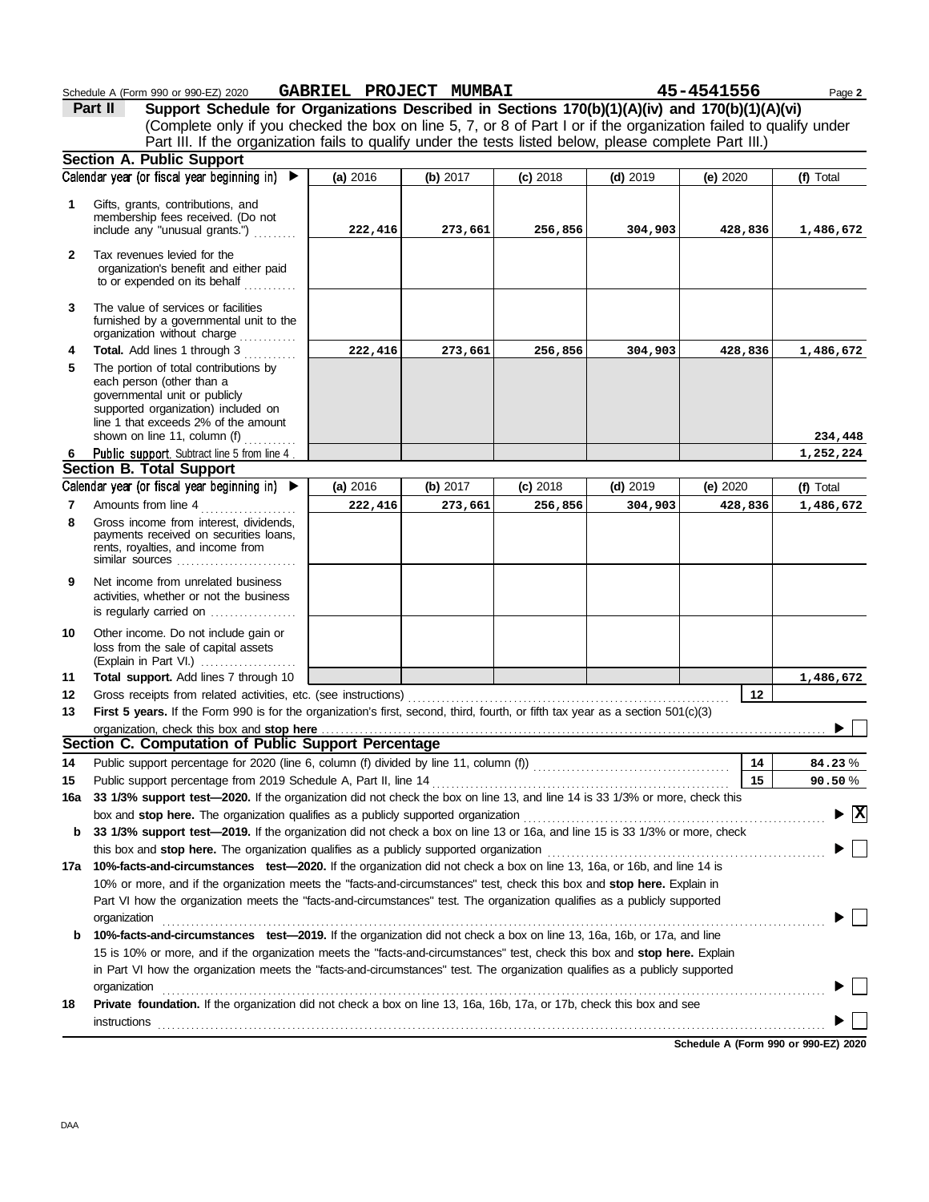Schedule A (Form 990 or 990-EZ) 2020 **GABRIEL PROJECT MUMBAI** **45-4541556**

## Part II Support Schedule for Organizations Described in Sections 170(b)(1)(A)(iv) and 170(b)(1)(A)(vi)

(Complete only if you checked the box on line 5, 7, or 8 of Part I or if the organization failed to qualify under Part III. If the organization fails to qualify under the tests listed below, please complete Part III.)

### Section A. Public Support

| Calendar year (or fiscal year beginning in) ▶ | (a) 2016 | (b) 2017 | (c) 2018 | (d) 2019 | (e) 2020 | (f) Total |
|---|---|---|---|---|---|---|
| **1** Gifts, grants, contributions, and membership fees received. (Do not include any "unusual grants.") | 222,416 | 273,661 | 256,856 | 304,903 | 428,836 | 1,486,672 |
| **2** Tax revenues levied for the organization's benefit and either paid to or expended on its behalf | | | | | | |
| **3** The value of services or facilities furnished by a governmental unit to the organization without charge | | | | | | |
| **4** **Total.** Add lines 1 through 3 | 222,416 | 273,661 | 256,856 | 304,903 | 428,836 | 1,486,672 |
| **5** The portion of total contributions by each person (other than a governmental unit or publicly supported organization) included on line 1 that exceeds 2% of the amount shown on line 11, column (f) | | | | | | 234,448 |
| **6** **Public support.** Subtract line 5 from line 4 | | | | | | 1,252,224 |

### Section B. Total Support

| Calendar year (or fiscal year beginning in) ▶ | (a) 2016 | (b) 2017 | (c) 2018 | (d) 2019 | (e) 2020 | (f) Total |
|---|---|---|---|---|---|---|
| **7** Amounts from line 4 | 222,416 | 273,661 | 256,856 | 304,903 | 428,836 | 1,486,672 |
| **8** Gross income from interest, dividends, payments received on securities loans, rents, royalties, and income from similar sources | | | | | | |
| **9** Net income from unrelated business activities, whether or not the business is regularly carried on | | | | | | |
| **10** Other income. Do not include gain or loss from the sale of capital assets (Explain in Part VI.) | | | | | | |
| **11** **Total support.** Add lines 7 through 10 | | | | | | 1,486,672 |

**12** Gross receipts from related activities, etc. (see instructions) ..... **12**

**13** **First 5 years.** If the Form 990 is for the organization's first, second, third, fourth, or fifth tax year as a section 501(c)(3) organization, check this box and **stop here** ▶ ☐

### Section C. Computation of Public Support Percentage

**14** Public support percentage for 2020 (line 6, column (f) divided by line 11, column (f)) ..... **14** **84.23** %

**15** Public support percentage from 2019 Schedule A, Part II, line 14 ..... **15** **90.50** %

**16a** **33 1/3% support test—2020.** If the organization did not check the box on line 13, and line 14 is 33 1/3% or more, check this box and **stop here.** The organization qualifies as a publicly supported organization ▶ ☒

**b** **33 1/3% support test—2019.** If the organization did not check a box on line 13 or 16a, and line 15 is 33 1/3% or more, check this box and **stop here.** The organization qualifies as a publicly supported organization ▶ ☐

**17a** **10%-facts-and-circumstances test—2020.** If the organization did not check a box on line 13, 16a, or 16b, and line 14 is 10% or more, and if the organization meets the "facts-and-circumstances" test, check this box and **stop here.** Explain in Part VI how the organization meets the "facts-and-circumstances" test. The organization qualifies as a publicly supported organization ▶ ☐

**b** **10%-facts-and-circumstances test—2019.** If the organization did not check a box on line 13, 16a, 16b, or 17a, and line 15 is 10% or more, and if the organization meets the "facts-and-circumstances" test, check this box and **stop here.** Explain in Part VI how the organization meets the "facts-and-circumstances" test. The organization qualifies as a publicly supported organization ▶ ☐

**18** **Private foundation.** If the organization did not check a box on line 13, 16a, 16b, 17a, or 17b, check this box and see instructions ▶ ☐

**Schedule A (Form 990 or 990-EZ) 2020**

DAA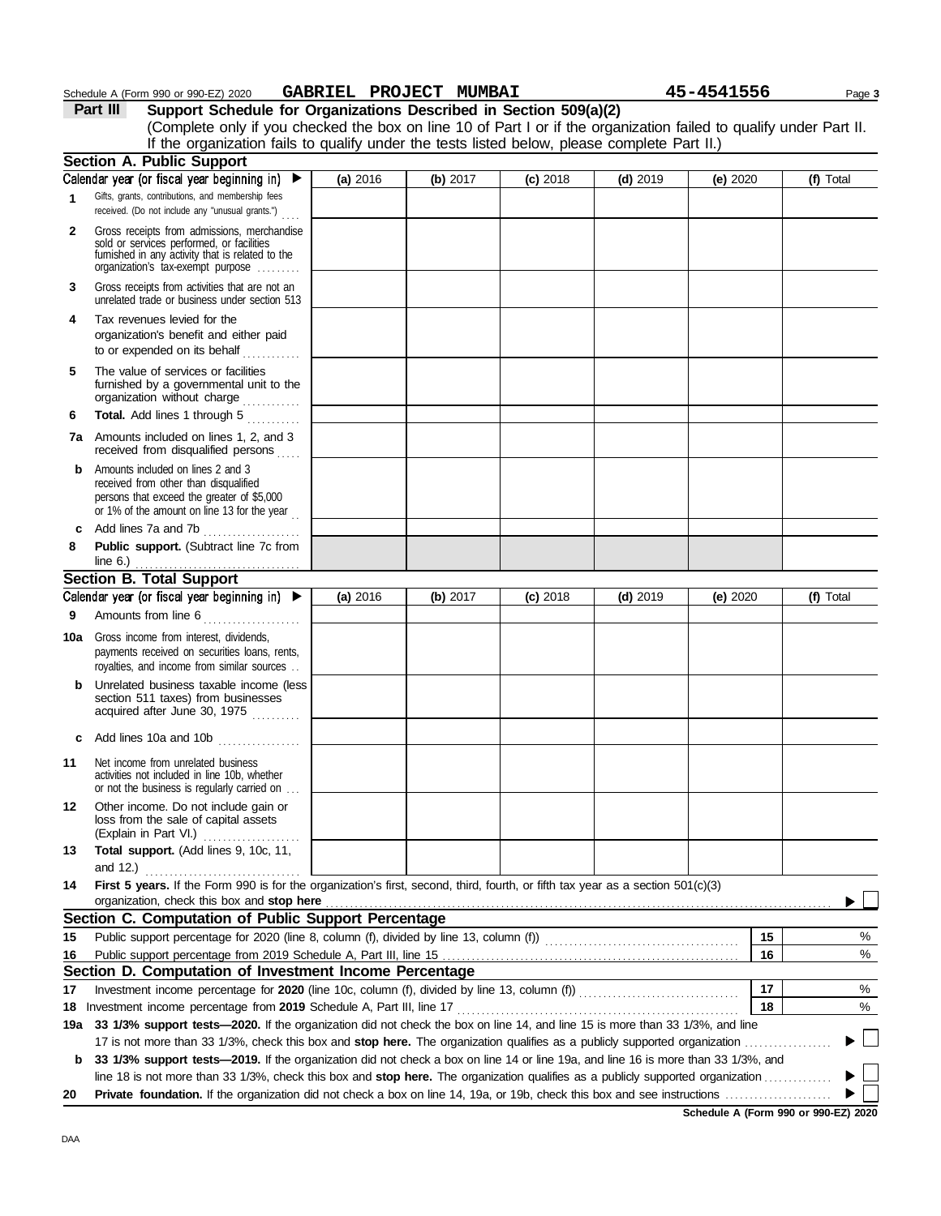Schedule A (Form 990 or 990-EZ) 2020 **GABRIEL PROJECT MUMBAI** **45-4541556**

## Part III Support Schedule for Organizations Described in Section 509(a)(2)

(Complete only if you checked the box on line 10 of Part I or if the organization failed to qualify under Part II. If the organization fails to qualify under the tests listed below, please complete Part II.)

### Section A. Public Support

| Calendar year (or fiscal year beginning in) ▶ | (a) 2016 | (b) 2017 | (c) 2018 | (d) 2019 | (e) 2020 | (f) Total |
|---|---|---|---|---|---|---|
| **1** Gifts, grants, contributions, and membership fees received. (Do not include any "unusual grants.") | | | | | | |
| **2** Gross receipts from admissions, merchandise sold or services performed, or facilities furnished in any activity that is related to the organization's tax-exempt purpose | | | | | | |
| **3** Gross receipts from activities that are not an unrelated trade or business under section 513 | | | | | | |
| **4** Tax revenues levied for the organization's benefit and either paid to or expended on its behalf | | | | | | |
| **5** The value of services or facilities furnished by a governmental unit to the organization without charge | | | | | | |
| **6** **Total.** Add lines 1 through 5 | | | | | | |
| **7a** Amounts included on lines 1, 2, and 3 received from disqualified persons | | | | | | |
| **b** Amounts included on lines 2 and 3 received from other than disqualified persons that exceed the greater of $5,000 or 1% of the amount on line 13 for the year | | | | | | |
| **c** Add lines 7a and 7b | | | | | | |
| **8** **Public support.** (Subtract line 7c from line 6.) | | | | | | |

### Section B. Total Support

| Calendar year (or fiscal year beginning in) ▶ | (a) 2016 | (b) 2017 | (c) 2018 | (d) 2019 | (e) 2020 | (f) Total |
|---|---|---|---|---|---|---|
| **9** Amounts from line 6 | | | | | | |
| **10a** Gross income from interest, dividends, payments received on securities loans, rents, royalties, and income from similar sources | | | | | | |
| **b** Unrelated business taxable income (less section 511 taxes) from businesses acquired after June 30, 1975 | | | | | | |
| **c** Add lines 10a and 10b | | | | | | |
| **11** Net income from unrelated business activities not included in line 10b, whether or not the business is regularly carried on | | | | | | |
| **12** Other income. Do not include gain or loss from the sale of capital assets (Explain in Part VI.) | | | | | | |
| **13** **Total support.** (Add lines 9, 10c, 11, and 12.) | | | | | | |

**14** **First 5 years.** If the Form 990 is for the organization's first, second, third, fourth, or fifth tax year as a section 501(c)(3) organization, check this box and **stop here** ▶ ☐

### Section C. Computation of Public Support Percentage

| | | | |
|---|---|---|---|
| **15** | Public support percentage for 2020 (line 8, column (f), divided by line 13, column (f)) | 15 | % |
| **16** | Public support percentage from 2019 Schedule A, Part III, line 15 | 16 | % |

### Section D. Computation of Investment Income Percentage

| | | | |
|---|---|---|---|
| **17** | Investment income percentage for **2020** (line 10c, column (f), divided by line 13, column (f)) | 17 | % |
| **18** | Investment income percentage from **2019** Schedule A, Part III, line 17 | 18 | % |

**19a** **33 1/3% support tests—2020.** If the organization did not check the box on line 14, and line 15 is more than 33 1/3%, and line 17 is not more than 33 1/3%, check this box and **stop here.** The organization qualifies as a publicly supported organization ▶ ☐

**b** **33 1/3% support tests—2019.** If the organization did not check a box on line 14 or line 19a, and line 16 is more than 33 1/3%, and line 18 is not more than 33 1/3%, check this box and **stop here.** The organization qualifies as a publicly supported organization ▶ ☐

**20** **Private foundation.** If the organization did not check a box on line 14, 19a, or 19b, check this box and see instructions ▶ ☐

**Schedule A (Form 990 or 990-EZ) 2020**

DAA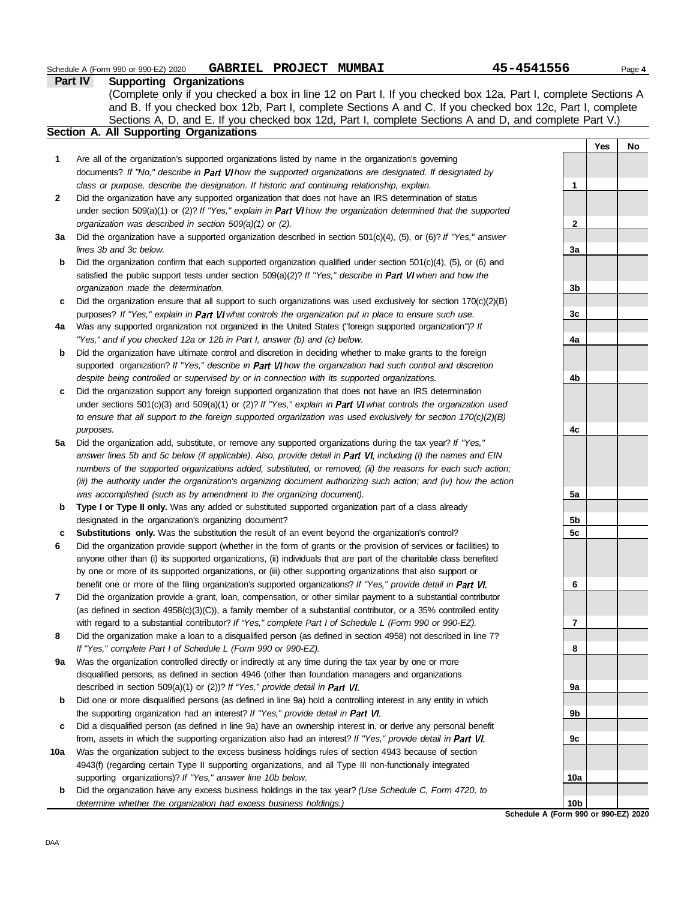Schedule A (Form 990 or 990-EZ) 2020 **GABRIEL PROJECT MUMBAI** **45-4541556**

## Part IV Supporting Organizations

(Complete only if you checked a box in line 12 on Part I. If you checked box 12a, Part I, complete Sections A and B. If you checked box 12b, Part I, complete Sections A and C. If you checked box 12c, Part I, complete Sections A, D, and E. If you checked box 12d, Part I, complete Sections A and D, and complete Part V.)

### Section A. All Supporting Organizations

| | | | Yes | No |
|---|---|---|---|---|
| **1** | Are all of the organization's supported organizations listed by name in the organization's governing documents? *If "No," describe in Part VI how the supported organizations are designated. If designated by class or purpose, describe the designation. If historic and continuing relationship, explain.* | **1** | | |
| **2** | Did the organization have any supported organization that does not have an IRS determination of status under section 509(a)(1) or (2)? *If "Yes," explain in Part VI how the organization determined that the supported organization was described in section 509(a)(1) or (2).* | **2** | | |
| **3a** | Did the organization have a supported organization described in section 501(c)(4), (5), or (6)? *If "Yes," answer lines 3b and 3c below.* | **3a** | | |
| **b** | Did the organization confirm that each supported organization qualified under section 501(c)(4), (5), or (6) and satisfied the public support tests under section 509(a)(2)? *If "Yes," describe in Part VI when and how the organization made the determination.* | **3b** | | |
| **c** | Did the organization ensure that all support to such organizations was used exclusively for section 170(c)(2)(B) purposes? *If "Yes," explain in Part VI what controls the organization put in place to ensure such use.* | **3c** | | |
| **4a** | Was any supported organization not organized in the United States ("foreign supported organization")? *If "Yes," and if you checked 12a or 12b in Part I, answer (b) and (c) below.* | **4a** | | |
| **b** | Did the organization have ultimate control and discretion in deciding whether to make grants to the foreign supported organization? *If "Yes," describe in Part VI how the organization had such control and discretion despite being controlled or supervised by or in connection with its supported organizations.* | **4b** | | |
| **c** | Did the organization support any foreign supported organization that does not have an IRS determination under sections 501(c)(3) and 509(a)(1) or (2)? *If "Yes," explain in Part VI what controls the organization used to ensure that all support to the foreign supported organization was used exclusively for section 170(c)(2)(B) purposes.* | **4c** | | |
| **5a** | Did the organization add, substitute, or remove any supported organizations during the tax year? *If "Yes," answer lines 5b and 5c below (if applicable). Also, provide detail in Part VI, including (i) the names and EIN numbers of the supported organizations added, substituted, or removed; (ii) the reasons for each such action; (iii) the authority under the organization's organizing document authorizing such action; and (iv) how the action was accomplished (such as by amendment to the organizing document).* | **5a** | | |
| **b** | **Type I or Type II only.** Was any added or substituted supported organization part of a class already designated in the organization's organizing document? | **5b** | | |
| **c** | **Substitutions only.** Was the substitution the result of an event beyond the organization's control? | **5c** | | |
| **6** | Did the organization provide support (whether in the form of grants or the provision of services or facilities) to anyone other than (i) its supported organizations, (ii) individuals that are part of the charitable class benefited by one or more of its supported organizations, or (iii) other supporting organizations that also support or benefit one or more of the filing organization's supported organizations? *If "Yes," provide detail in Part VI.* | **6** | | |
| **7** | Did the organization provide a grant, loan, compensation, or other similar payment to a substantial contributor (as defined in section 4958(c)(3)(C)), a family member of a substantial contributor, or a 35% controlled entity with regard to a substantial contributor? *If "Yes," complete Part I of Schedule L (Form 990 or 990-EZ).* | **7** | | |
| **8** | Did the organization make a loan to a disqualified person (as defined in section 4958) not described in line 7? *If "Yes," complete Part I of Schedule L (Form 990 or 990-EZ).* | **8** | | |
| **9a** | Was the organization controlled directly or indirectly at any time during the tax year by one or more disqualified persons, as defined in section 4946 (other than foundation managers and organizations described in section 509(a)(1) or (2))? *If "Yes," provide detail in Part VI.* | **9a** | | |
| **b** | Did one or more disqualified persons (as defined in line 9a) hold a controlling interest in any entity in which the supporting organization had an interest? *If "Yes," provide detail in Part VI.* | **9b** | | |
| **c** | Did a disqualified person (as defined in line 9a) have an ownership interest in, or derive any personal benefit from, assets in which the supporting organization also had an interest? *If "Yes," provide detail in Part VI.* | **9c** | | |
| **10a** | Was the organization subject to the excess business holdings rules of section 4943 because of section 4943(f) (regarding certain Type II supporting organizations, and all Type III non-functionally integrated supporting organizations)? *If "Yes," answer line 10b below.* | **10a** | | |
| **b** | Did the organization have any excess business holdings in the tax year? *(Use Schedule C, Form 4720, to determine whether the organization had excess business holdings.)* | **10b** | | |

**Schedule A (Form 990 or 990-EZ) 2020**

DAA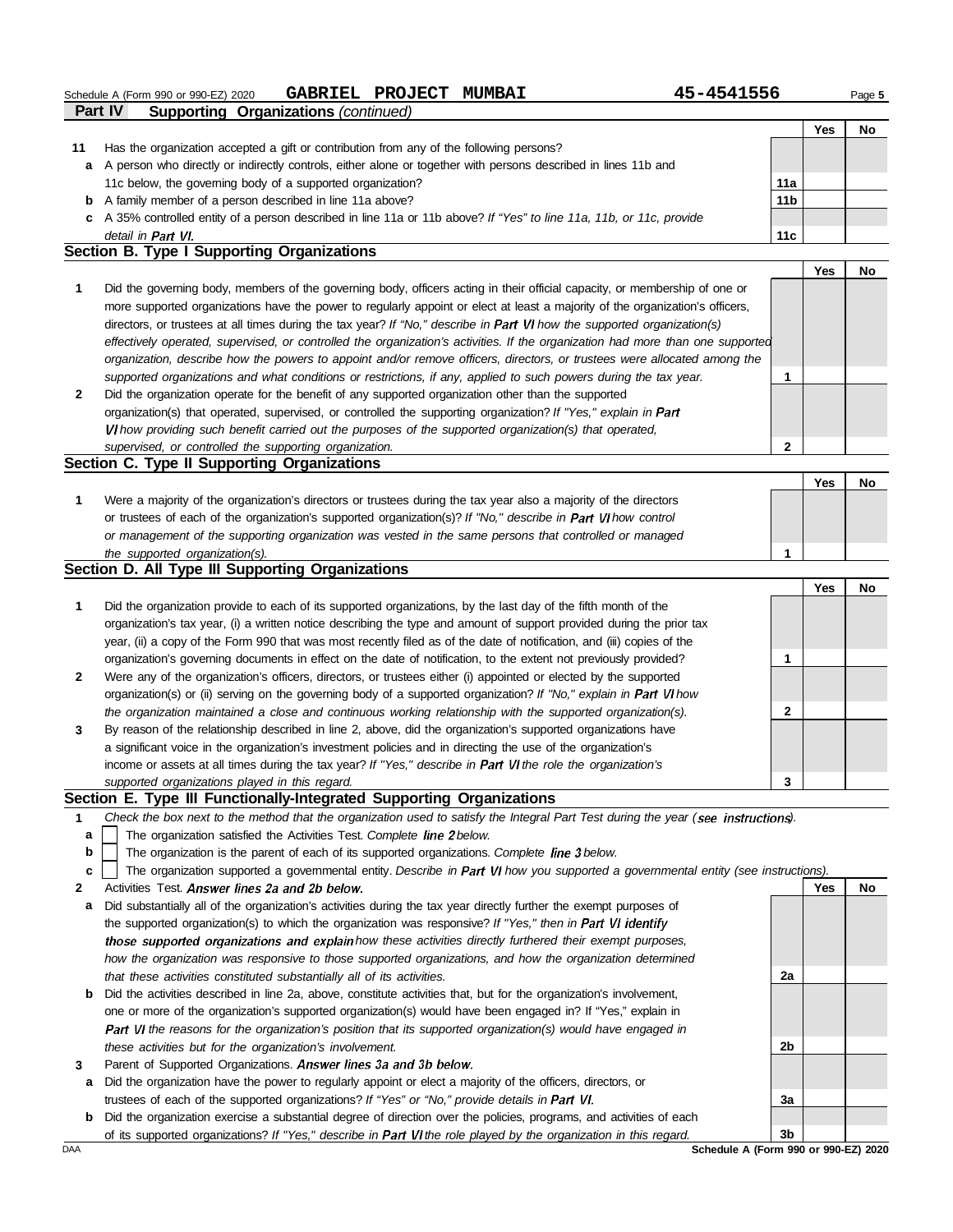Schedule A (Form 990 or 990-EZ) 2020 **GABRIEL PROJECT MUMBAI** **45-4541556** Page **5**

## Part IV Supporting Organizations *(continued)*

| | | | Yes | No |
|---|---|---|---|---|
| **11** | Has the organization accepted a gift or contribution from any of the following persons? | | | |
| **a** | A person who directly or indirectly controls, either alone or together with persons described in lines 11b and 11c below, the governing body of a supported organization? | **11a** | | |
| **b** | A family member of a person described in line 11a above? | **11b** | | |
| **c** | A 35% controlled entity of a person described in line 11a or 11b above? *If "Yes" to line 11a, 11b, or 11c, provide detail in Part VI.* | **11c** | | |

### Section B. Type I Supporting Organizations

| | | | Yes | No |
|---|---|---|---|---|
| **1** | Did the governing body, members of the governing body, officers acting in their official capacity, or membership of one or more supported organizations have the power to regularly appoint or elect at least a majority of the organization's officers, directors, or trustees at all times during the tax year? *If "No," describe in Part VI how the supported organization(s) effectively operated, supervised, or controlled the organization's activities. If the organization had more than one supported organization, describe how the powers to appoint and/or remove officers, directors, or trustees were allocated among the supported organizations and what conditions or restrictions, if any, applied to such powers during the tax year.* | **1** | | |
| **2** | Did the organization operate for the benefit of any supported organization other than the supported organization(s) that operated, supervised, or controlled the supporting organization? *If "Yes," explain in Part VI how providing such benefit carried out the purposes of the supported organization(s) that operated, supervised, or controlled the supporting organization.* | **2** | | |

### Section C. Type II Supporting Organizations

| | | | Yes | No |
|---|---|---|---|---|
| **1** | Were a majority of the organization's directors or trustees during the tax year also a majority of the directors or trustees of each of the organization's supported organization(s)? *If "No," describe in Part VI how control or management of the supporting organization was vested in the same persons that controlled or managed the supported organization(s).* | **1** | | |

### Section D. All Type III Supporting Organizations

| | | | Yes | No |
|---|---|---|---|---|
| **1** | Did the organization provide to each of its supported organizations, by the last day of the fifth month of the organization's tax year, (i) a written notice describing the type and amount of support provided during the prior tax year, (ii) a copy of the Form 990 that was most recently filed as of the date of notification, and (iii) copies of the organization's governing documents in effect on the date of notification, to the extent not previously provided? | **1** | | |
| **2** | Were any of the organization's officers, directors, or trustees either (i) appointed or elected by the supported organization(s) or (ii) serving on the governing body of a supported organization? *If "No," explain in Part VI how the organization maintained a close and continuous working relationship with the supported organization(s).* | **2** | | |
| **3** | By reason of the relationship described in line 2, above, did the organization's supported organizations have a significant voice in the organization's investment policies and in directing the use of the organization's income or assets at all times during the tax year? *If "Yes," describe in Part VI the role the organization's supported organizations played in this regard.* | **3** | | |

### Section E. Type III Functionally-Integrated Supporting Organizations

**1** *Check the box next to the method that the organization used to satisfy the Integral Part Test during the year (see instructions).*

- **a** ☐ The organization satisfied the Activities Test. *Complete line 2 below.*
- **b** ☐ The organization is the parent of each of its supported organizations. *Complete line 3 below.*
- **c** ☐ The organization supported a governmental entity. *Describe in Part VI how you supported a governmental entity (see instructions).*

| | | | Yes | No |
|---|---|---|---|---|
| **2** | Activities Test. *Answer lines 2a and 2b below.* | | | |
| **a** | Did substantially all of the organization's activities during the tax year directly further the exempt purposes of the supported organization(s) to which the organization was responsive? *If "Yes," then in Part VI identify those supported organizations and explain how these activities directly furthered their exempt purposes, how the organization was responsive to those supported organizations, and how the organization determined that these activities constituted substantially all of its activities.* | **2a** | | |
| **b** | Did the activities described in line 2a, above, constitute activities that, but for the organization's involvement, one or more of the organization's supported organization(s) would have been engaged in? If "Yes," explain in *Part VI the reasons for the organization's position that its supported organization(s) would have engaged in these activities but for the organization's involvement.* | **2b** | | |
| **3** | Parent of Supported Organizations. *Answer lines 3a and 3b below.* | | | |
| **a** | Did the organization have the power to regularly appoint or elect a majority of the officers, directors, or trustees of each of the supported organizations? *If "Yes" or "No," provide details in Part VI.* | **3a** | | |
| **b** | Did the organization exercise a substantial degree of direction over the policies, programs, and activities of each of its supported organizations? *If "Yes," describe in Part VI the role played by the organization in this regard.* | **3b** | | |

DAA **Schedule A (Form 990 or 990-EZ) 2020**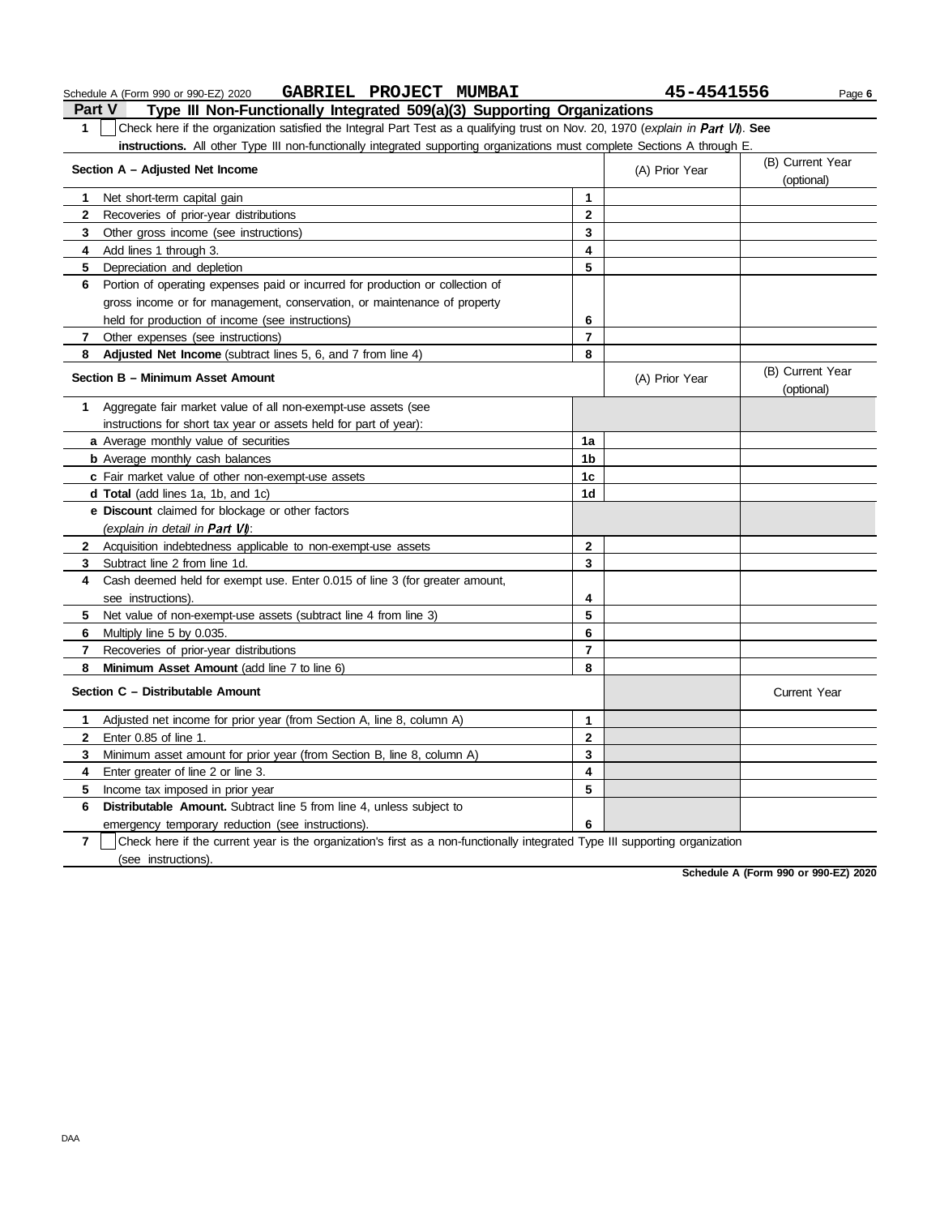Schedule A (Form 990 or 990-EZ) 2020 **GABRIEL PROJECT MUMBAI** **45-4541556** Page **6**

## Part V Type III Non-Functionally Integrated 509(a)(3) Supporting Organizations

**1** ☐ Check here if the organization satisfied the Integral Part Test as a qualifying trust on Nov. 20, 1970 (*explain in Part VI*). **See instructions.** All other Type III non-functionally integrated supporting organizations must complete Sections A through E.

| **Section A – Adjusted Net Income** | | (A) Prior Year | (B) Current Year (optional) |
|---|---|---|---|
| **1** Net short-term capital gain | **1** | | |
| **2** Recoveries of prior-year distributions | **2** | | |
| **3** Other gross income (see instructions) | **3** | | |
| **4** Add lines 1 through 3. | **4** | | |
| **5** Depreciation and depletion | **5** | | |
| **6** Portion of operating expenses paid or incurred for production or collection of gross income or for management, conservation, or maintenance of property held for production of income (see instructions) | **6** | | |
| **7** Other expenses (see instructions) | **7** | | |
| **8** **Adjusted Net Income** (subtract lines 5, 6, and 7 from line 4) | **8** | | |

| **Section B – Minimum Asset Amount** | | (A) Prior Year | (B) Current Year (optional) |
|---|---|---|---|
| **1** Aggregate fair market value of all non-exempt-use assets (see instructions for short tax year or assets held for part of year): | | | |
| **a** Average monthly value of securities | **1a** | | |
| **b** Average monthly cash balances | **1b** | | |
| **c** Fair market value of other non-exempt-use assets | **1c** | | |
| **d** **Total** (add lines 1a, 1b, and 1c) | **1d** | | |
| **e** **Discount** claimed for blockage or other factors (*explain in detail in Part VI*): | | | |
| **2** Acquisition indebtedness applicable to non-exempt-use assets | **2** | | |
| **3** Subtract line 2 from line 1d. | **3** | | |
| **4** Cash deemed held for exempt use. Enter 0.015 of line 3 (for greater amount, see instructions). | **4** | | |
| **5** Net value of non-exempt-use assets (subtract line 4 from line 3) | **5** | | |
| **6** Multiply line 5 by 0.035. | **6** | | |
| **7** Recoveries of prior-year distributions | **7** | | |
| **8** **Minimum Asset Amount** (add line 7 to line 6) | **8** | | |

| **Section C – Distributable Amount** | | | Current Year |
|---|---|---|---|
| **1** Adjusted net income for prior year (from Section A, line 8, column A) | **1** | | |
| **2** Enter 0.85 of line 1. | **2** | | |
| **3** Minimum asset amount for prior year (from Section B, line 8, column A) | **3** | | |
| **4** Enter greater of line 2 or line 3. | **4** | | |
| **5** Income tax imposed in prior year | **5** | | |
| **6** **Distributable Amount.** Subtract line 5 from line 4, unless subject to emergency temporary reduction (see instructions). | **6** | | |

**7** ☐ Check here if the current year is the organization's first as a non-functionally integrated Type III supporting organization (see instructions).

**Schedule A (Form 990 or 990-EZ) 2020**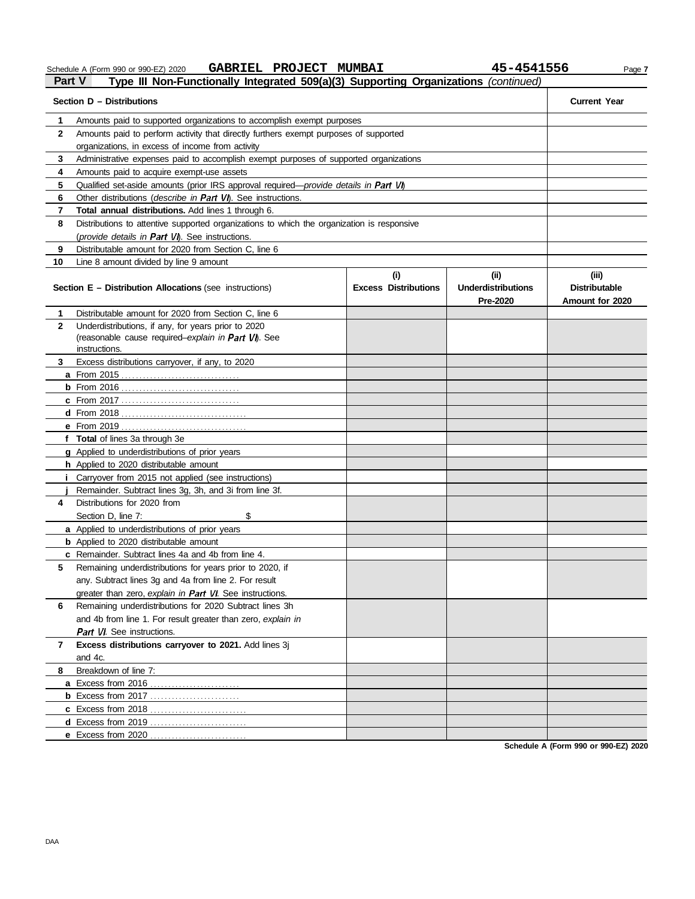Schedule A (Form 990 or 990-EZ) 2020 **GABRIEL PROJECT MUMBAI** **45-4541556**

## Part V — Type III Non-Functionally Integrated 509(a)(3) Supporting Organizations *(continued)*

| | **Section D – Distributions** | **Current Year** |
|---|---|---|
| **1** | Amounts paid to supported organizations to accomplish exempt purposes | |
| **2** | Amounts paid to perform activity that directly furthers exempt purposes of supported organizations, in excess of income from activity | |
| **3** | Administrative expenses paid to accomplish exempt purposes of supported organizations | |
| **4** | Amounts paid to acquire exempt-use assets | |
| **5** | Qualified set-aside amounts (prior IRS approval required—*provide details in Part VI*) | |
| **6** | Other distributions (*describe in Part VI*). See instructions. | |
| **7** | **Total annual distributions.** Add lines 1 through 6. | |
| **8** | Distributions to attentive supported organizations to which the organization is responsive (*provide details in Part VI*). See instructions. | |
| **9** | Distributable amount for 2020 from Section C, line 6 | |
| **10** | Line 8 amount divided by line 9 amount | |

| | **Section E – Distribution Allocations** (see instructions) | **(i) Excess Distributions** | **(ii) Underdistributions Pre-2020** | **(iii) Distributable Amount for 2020** |
|---|---|---|---|---|
| **1** | Distributable amount for 2020 from Section C, line 6 | | | |
| **2** | Underdistributions, if any, for years prior to 2020 (reasonable cause required–*explain in Part VI*). See instructions. | | | |
| **3** | Excess distributions carryover, if any, to 2020 | | | |
| | **a** From 2015 | | | |
| | **b** From 2016 | | | |
| | **c** From 2017 | | | |
| | **d** From 2018 | | | |
| | **e** From 2019 | | | |
| | **f** **Total** of lines 3a through 3e | | | |
| | **g** Applied to underdistributions of prior years | | | |
| | **h** Applied to 2020 distributable amount | | | |
| | **i** Carryover from 2015 not applied (see instructions) | | | |
| | **j** Remainder. Subtract lines 3g, 3h, and 3i from line 3f. | | | |
| **4** | Distributions for 2020 from Section D, line 7: $ | | | |
| | **a** Applied to underdistributions of prior years | | | |
| | **b** Applied to 2020 distributable amount | | | |
| | **c** Remainder. Subtract lines 4a and 4b from line 4. | | | |
| **5** | Remaining underdistributions for years prior to 2020, if any. Subtract lines 3g and 4a from line 2. For result greater than zero, *explain in Part VI*. See instructions. | | | |
| **6** | Remaining underdistributions for 2020 Subtract lines 3h and 4b from line 1. For result greater than zero, *explain in Part VI*. See instructions. | | | |
| **7** | **Excess distributions carryover to 2021.** Add lines 3j and 4c. | | | |
| **8** | Breakdown of line 7: | | | |
| | **a** Excess from 2016 | | | |
| | **b** Excess from 2017 | | | |
| | **c** Excess from 2018 | | | |
| | **d** Excess from 2019 | | | |
| | **e** Excess from 2020 | | | |

**Schedule A (Form 990 or 990-EZ) 2020**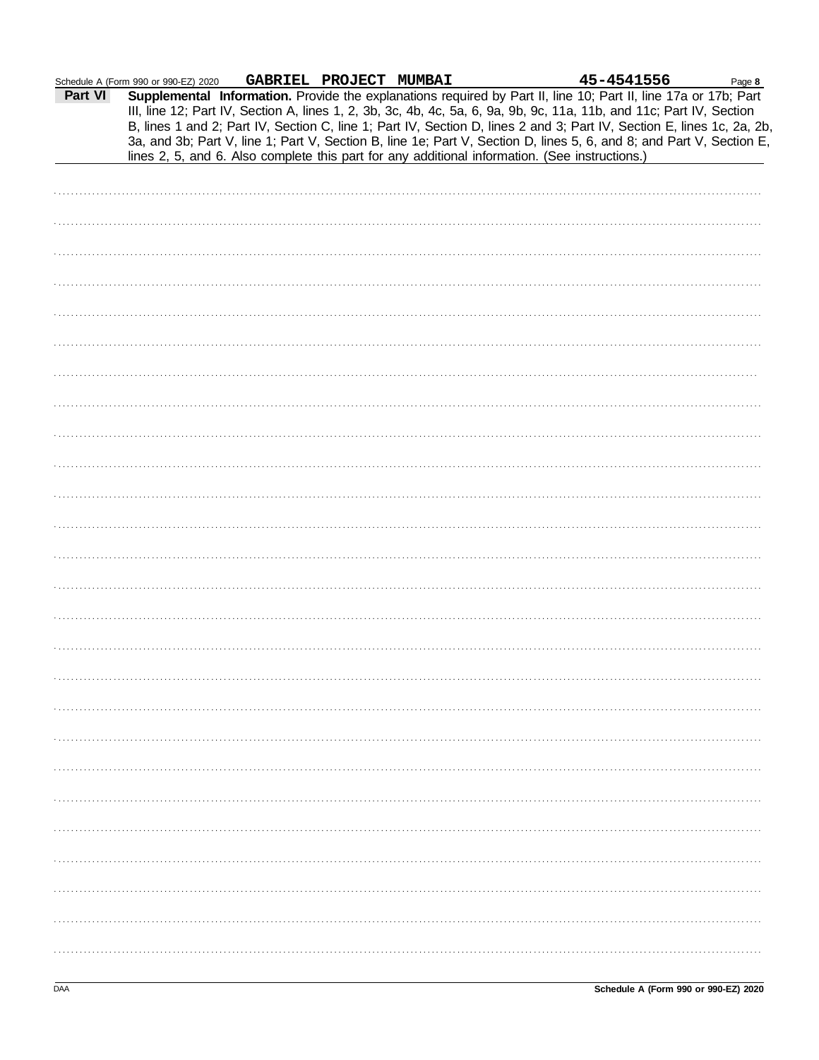Schedule A (Form 990 or 990-EZ) 2020 **GABRIEL PROJECT MUMBAI** **45-4541556**

**Part VI** **Supplemental Information.** Provide the explanations required by Part II, line 10; Part II, line 17a or 17b; Part III, line 12; Part IV, Section A, lines 1, 2, 3b, 3c, 4b, 4c, 5a, 6, 9a, 9b, 9c, 11a, 11b, and 11c; Part IV, Section B, lines 1 and 2; Part IV, Section C, line 1; Part IV, Section D, lines 2 and 3; Part IV, Section E, lines 1c, 2a, 2b, 3a, and 3b; Part V, line 1; Part V, Section B, line 1e; Part V, Section D, lines 5, 6, and 8; and Part V, Section E, lines 2, 5, and 6. Also complete this part for any additional information. (See instructions.)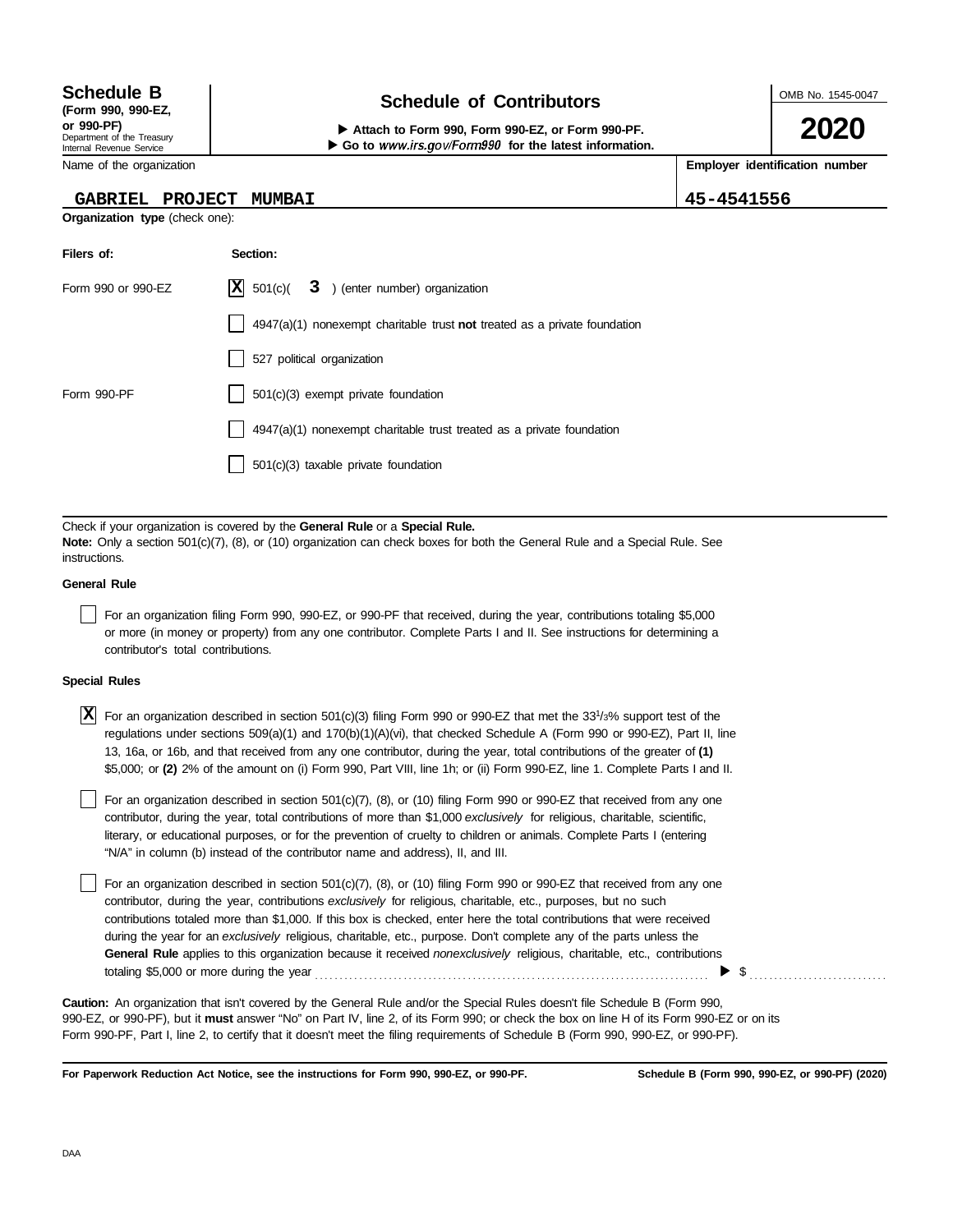**Schedule B**
**(Form 990, 990-EZ, or 990-PF)**
Department of the Treasury
Internal Revenue Service

# Schedule of Contributors

▶ **Attach to Form 990, Form 990-EZ, or Form 990-PF.**
▶ **Go to *www.irs.gov/Form990* for the latest information.**

OMB No. 1545-0047

**2020**

| Name of the organization | Employer identification number |
|---|---|
| GABRIEL PROJECT MUMBAI | 45-4541556 |

**Organization type** (check one):

| Filers of: | Section: |
|---|---|
| Form 990 or 990-EZ | [X] 501(c)( 3 ) (enter number) organization |
| | [ ] 4947(a)(1) nonexempt charitable trust **not** treated as a private foundation |
| | [ ] 527 political organization |
| Form 990-PF | [ ] 501(c)(3) exempt private foundation |
| | [ ] 4947(a)(1) nonexempt charitable trust treated as a private foundation |
| | [ ] 501(c)(3) taxable private foundation |

Check if your organization is covered by the **General Rule** or a **Special Rule.**
**Note:** Only a section 501(c)(7), (8), or (10) organization can check boxes for both the General Rule and a Special Rule. See instructions.

**General Rule**

[ ] For an organization filing Form 990, 990-EZ, or 990-PF that received, during the year, contributions totaling $5,000 or more (in money or property) from any one contributor. Complete Parts I and II. See instructions for determining a contributor's total contributions.

**Special Rules**

[X] For an organization described in section 501(c)(3) filing Form 990 or 990-EZ that met the 33 1/3% support test of the regulations under sections 509(a)(1) and 170(b)(1)(A)(vi), that checked Schedule A (Form 990 or 990-EZ), Part II, line 13, 16a, or 16b, and that received from any one contributor, during the year, total contributions of the greater of **(1)** $5,000; or **(2)** 2% of the amount on (i) Form 990, Part VIII, line 1h; or (ii) Form 990-EZ, line 1. Complete Parts I and II.

[ ] For an organization described in section 501(c)(7), (8), or (10) filing Form 990 or 990-EZ that received from any one contributor, during the year, total contributions of more than $1,000 *exclusively* for religious, charitable, scientific, literary, or educational purposes, or for the prevention of cruelty to children or animals. Complete Parts I (entering "N/A" in column (b) instead of the contributor name and address), II, and III.

[ ] For an organization described in section 501(c)(7), (8), or (10) filing Form 990 or 990-EZ that received from any one contributor, during the year, contributions *exclusively* for religious, charitable, etc., purposes, but no such contributions totaled more than $1,000. If this box is checked, enter here the total contributions that were received during the year for an *exclusively* religious, charitable, etc., purpose. Don't complete any of the parts unless the **General Rule** applies to this organization because it received *nonexclusively* religious, charitable, etc., contributions totaling $5,000 or more during the year ▶ $

**Caution:** An organization that isn't covered by the General Rule and/or the Special Rules doesn't file Schedule B (Form 990, 990-EZ, or 990-PF), but it **must** answer "No" on Part IV, line 2, of its Form 990; or check the box on line H of its Form 990-EZ or on its Form 990-PF, Part I, line 2, to certify that it doesn't meet the filing requirements of Schedule B (Form 990, 990-EZ, or 990-PF).

**For Paperwork Reduction Act Notice, see the instructions for Form 990, 990-EZ, or 990-PF.** **Schedule B (Form 990, 990-EZ, or 990-PF) (2020)**

DAA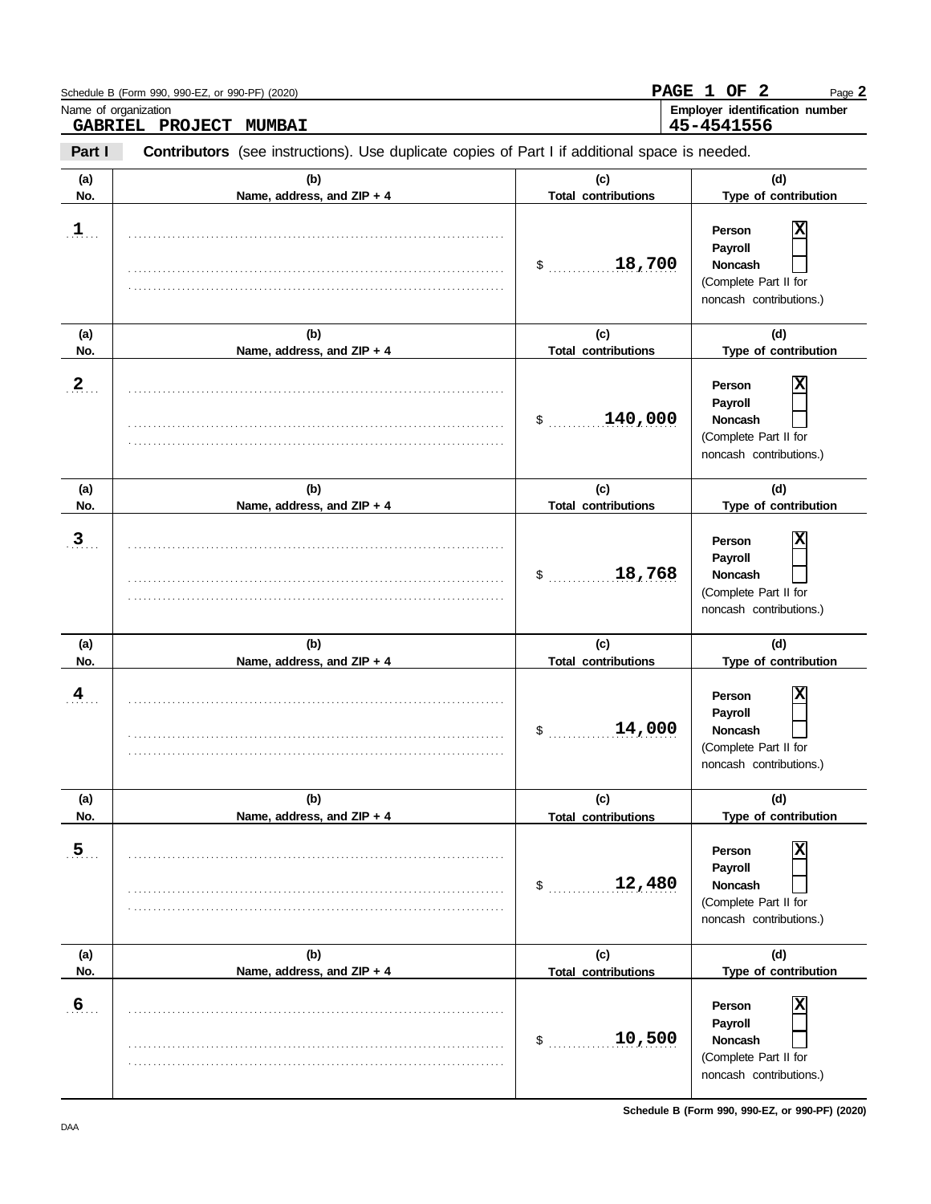Schedule B (Form 990, 990-EZ, or 990-PF) (2020)

**PAGE 1 OF 2**

Name of organization

**GABRIEL PROJECT MUMBAI**

Employer identification number

**45-4541556**

**Part I** **Contributors** (see instructions). Use duplicate copies of Part I if additional space is needed.

| (a) No. | (b) Name, address, and ZIP + 4 | (c) Total contributions | (d) Type of contribution |
|---|---|---|---|
| 1 | | $ 18,700 | Person [X] Payroll [ ] Noncash [ ] (Complete Part II for noncash contributions.) |
| 2 | | $ 140,000 | Person [X] Payroll [ ] Noncash [ ] (Complete Part II for noncash contributions.) |
| 3 | | $ 18,768 | Person [X] Payroll [ ] Noncash [ ] (Complete Part II for noncash contributions.) |
| 4 | | $ 14,000 | Person [X] Payroll [ ] Noncash [ ] (Complete Part II for noncash contributions.) |
| 5 | | $ 12,480 | Person [X] Payroll [ ] Noncash [ ] (Complete Part II for noncash contributions.) |
| 6 | | $ 10,500 | Person [X] Payroll [ ] Noncash [ ] (Complete Part II for noncash contributions.) |

DAA

Schedule B (Form 990, 990-EZ, or 990-PF) (2020)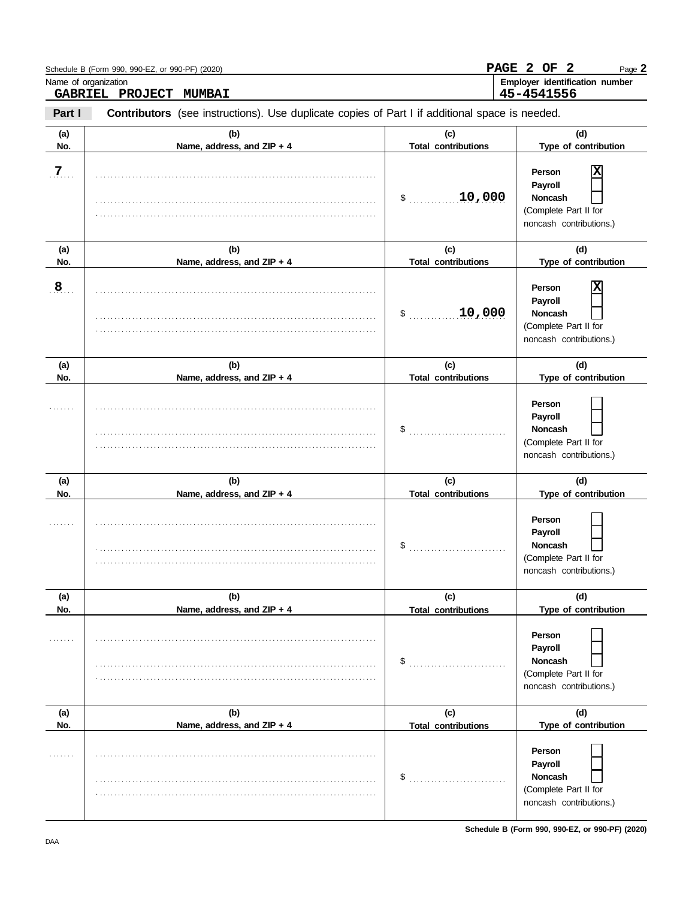Schedule B (Form 990, 990-EZ, or 990-PF) (2020)

Name of organization: GABRIEL PROJECT MUMBAI

Employer identification number: 45-4541556

**Part I** **Contributors** (see instructions). Use duplicate copies of Part I if additional space is needed.

| (a) No. | (b) Name, address, and ZIP + 4 | (c) Total contributions | (d) Type of contribution |
|---|---|---|---|
| 7 | | $ 10,000 | Person [X] Payroll [ ] Noncash [ ] (Complete Part II for noncash contributions.) |
| 8 | | $ 10,000 | Person [X] Payroll [ ] Noncash [ ] (Complete Part II for noncash contributions.) |
| | | $ | Person [ ] Payroll [ ] Noncash [ ] (Complete Part II for noncash contributions.) |
| | | $ | Person [ ] Payroll [ ] Noncash [ ] (Complete Part II for noncash contributions.) |
| | | $ | Person [ ] Payroll [ ] Noncash [ ] (Complete Part II for noncash contributions.) |
| | | $ | Person [ ] Payroll [ ] Noncash [ ] (Complete Part II for noncash contributions.) |

Schedule B (Form 990, 990-EZ, or 990-PF) (2020)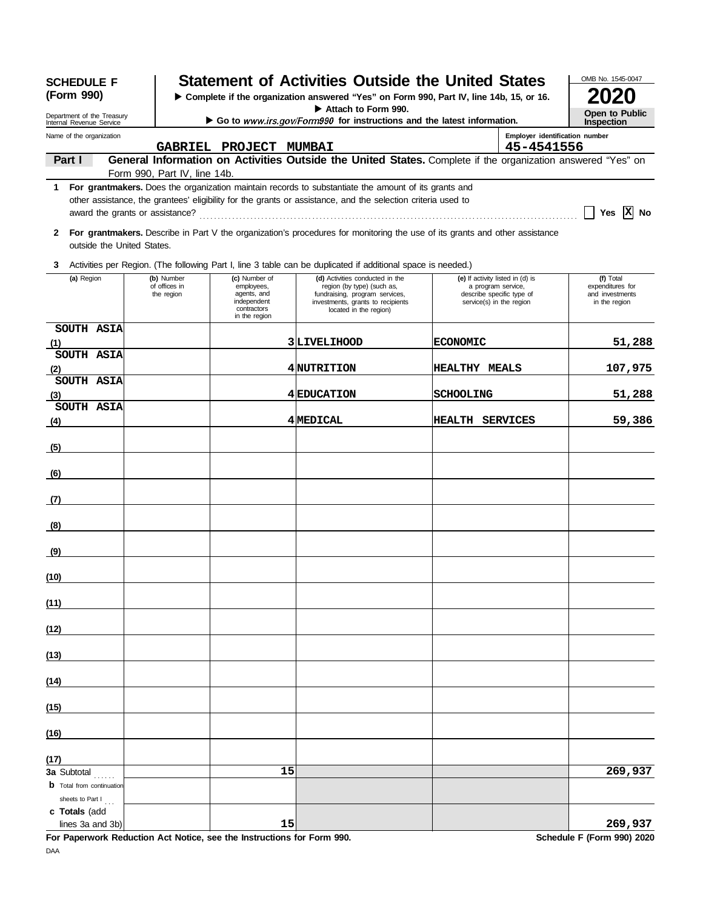**SCHEDULE F (Form 990)**

Department of the Treasury
Internal Revenue Service

# Statement of Activities Outside the United States

▶ Complete if the organization answered "Yes" on Form 990, Part IV, line 14b, 15, or 16.
▶ Attach to Form 990.
▶ Go to *www.irs.gov/Form990* for instructions and the latest information.

OMB No. 1545-0047
**2020**
**Open to Public Inspection**

Name of the organization: **GABRIEL PROJECT MUMBAI**
Employer identification number: **45-4541556**

## Part I — General Information on Activities Outside the United States. Complete if the organization answered "Yes" on Form 990, Part IV, line 14b.

**1** **For grantmakers.** Does the organization maintain records to substantiate the amount of its grants and other assistance, the grantees' eligibility for the grants or assistance, and the selection criteria used to award the grants or assistance? ☐ Yes ☒ No

**2** **For grantmakers.** Describe in Part V the organization's procedures for monitoring the use of its grants and other assistance outside the United States.

**3** Activities per Region. (The following Part I, line 3 table can be duplicated if additional space is needed.)

| | (a) Region | (b) Number of offices in the region | (c) Number of employees, agents, and independent contractors in the region | (d) Activities conducted in the region (by type) (such as, fundraising, program services, investments, grants to recipients located in the region) | (e) If activity listed in (d) is a program service, describe specific type of service(s) in the region | (f) Total expenditures for and investments in the region |
|---|---|---|---|---|---|---|
| (1) | SOUTH ASIA | | 3 | LIVELIHOOD | ECONOMIC | 51,288 |
| (2) | SOUTH ASIA | | 4 | NUTRITION | HEALTHY MEALS | 107,975 |
| (3) | SOUTH ASIA | | 4 | EDUCATION | SCHOOLING | 51,288 |
| (4) | SOUTH ASIA | | 4 | MEDICAL | HEALTH SERVICES | 59,386 |
| (5) | | | | | | |
| (6) | | | | | | |
| (7) | | | | | | |
| (8) | | | | | | |
| (9) | | | | | | |
| (10) | | | | | | |
| (11) | | | | | | |
| (12) | | | | | | |
| (13) | | | | | | |
| (14) | | | | | | |
| (15) | | | | | | |
| (16) | | | | | | |
| (17) | | | | | | |
| **3a** | Subtotal | | 15 | | | 269,937 |
| **b** | Total from continuation sheets to Part I | | | | | |
| **c** | **Totals** (add lines 3a and 3b) | | 15 | | | 269,937 |

**For Paperwork Reduction Act Notice, see the Instructions for Form 990.** **Schedule F (Form 990) 2020**

DAA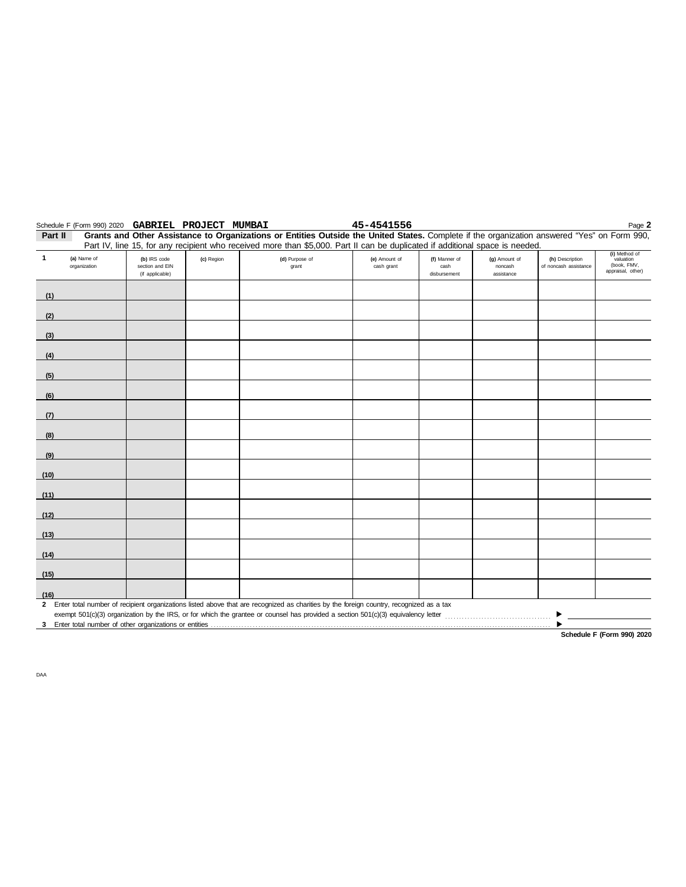Schedule F (Form 990) 2020 **GABRIEL PROJECT MUMBAI** **45-4541556** Page **2**

**Part II** **Grants and Other Assistance to Organizations or Entities Outside the United States.** Complete if the organization answered "Yes" on Form 990, Part IV, line 15, for any recipient who received more than $5,000. Part II can be duplicated if additional space is needed.

| 1 (a) Name of organization | (b) IRS code section and EIN (if applicable) | (c) Region | (d) Purpose of grant | (e) Amount of cash grant | (f) Manner of cash disbursement | (g) Amount of noncash assistance | (h) Description of noncash assistance | (i) Method of valuation (book, FMV, appraisal, other) |
|---|---|---|---|---|---|---|---|---|
| (1) | | | | | | | | |
| (2) | | | | | | | | |
| (3) | | | | | | | | |
| (4) | | | | | | | | |
| (5) | | | | | | | | |
| (6) | | | | | | | | |
| (7) | | | | | | | | |
| (8) | | | | | | | | |
| (9) | | | | | | | | |
| (10) | | | | | | | | |
| (11) | | | | | | | | |
| (12) | | | | | | | | |
| (13) | | | | | | | | |
| (14) | | | | | | | | |
| (15) | | | | | | | | |
| (16) | | | | | | | | |

**2** Enter total number of recipient organizations listed above that are recognized as charities by the foreign country, recognized as a tax exempt 501(c)(3) organization by the IRS, or for which the grantee or counsel has provided a section 501(c)(3) equivalency letter ▶

**3** Enter total number of other organizations or entities ▶

**Schedule F (Form 990) 2020**

DAA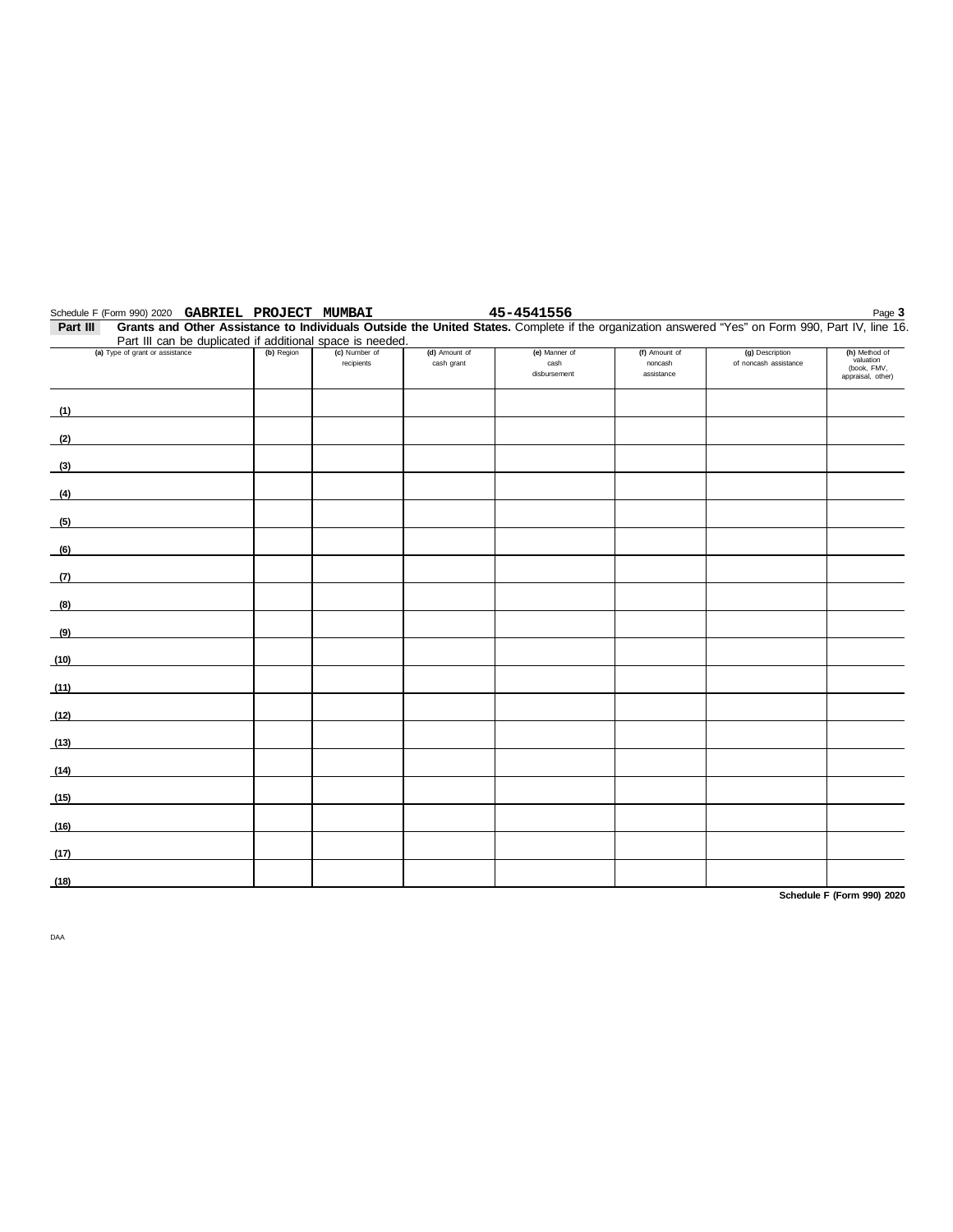Schedule F (Form 990) 2020 **GABRIEL PROJECT MUMBAI** **45-4541556**

**Part III** **Grants and Other Assistance to Individuals Outside the United States.** Complete if the organization answered "Yes" on Form 990, Part IV, line 16. Part III can be duplicated if additional space is needed.

| (a) Type of grant or assistance | (b) Region | (c) Number of recipients | (d) Amount of cash grant | (e) Manner of cash disbursement | (f) Amount of noncash assistance | (g) Description of noncash assistance | (h) Method of valuation (book, FMV, appraisal, other) |
|---|---|---|---|---|---|---|---|
| (1) | | | | | | | |
| (2) | | | | | | | |
| (3) | | | | | | | |
| (4) | | | | | | | |
| (5) | | | | | | | |
| (6) | | | | | | | |
| (7) | | | | | | | |
| (8) | | | | | | | |
| (9) | | | | | | | |
| (10) | | | | | | | |
| (11) | | | | | | | |
| (12) | | | | | | | |
| (13) | | | | | | | |
| (14) | | | | | | | |
| (15) | | | | | | | |
| (16) | | | | | | | |
| (17) | | | | | | | |
| (18) | | | | | | | |

**Schedule F (Form 990) 2020**

DAA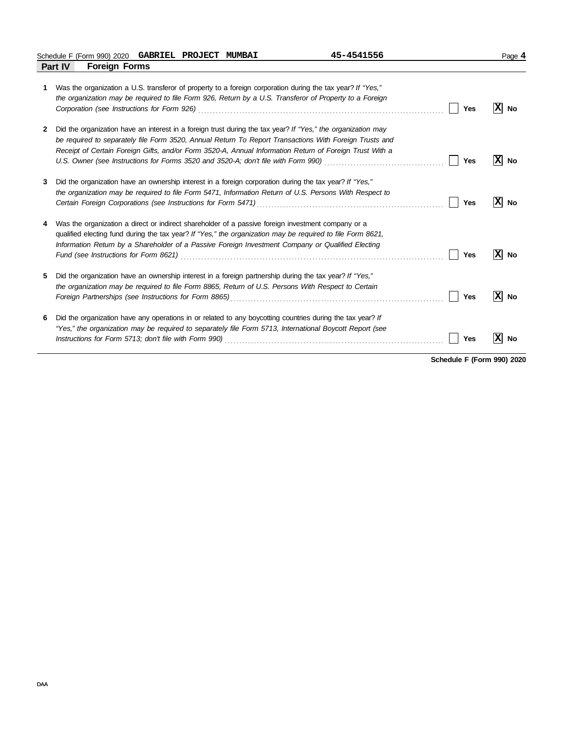Schedule F (Form 990) 2020 **GABRIEL PROJECT MUMBAI** **45-4541556** Page **4**

## Part IV Foreign Forms

**1** Was the organization a U.S. transferor of property to a foreign corporation during the tax year? *If "Yes," the organization may be required to file Form 926, Return by a U.S. Transferor of Property to a Foreign Corporation (see Instructions for Form 926)* ☐ Yes ☒ No

**2** Did the organization have an interest in a foreign trust during the tax year? *If "Yes," the organization may be required to separately file Form 3520, Annual Return To Report Transactions With Foreign Trusts and Receipt of Certain Foreign Gifts, and/or Form 3520-A, Annual Information Return of Foreign Trust With a U.S. Owner (see Instructions for Forms 3520 and 3520-A; don't file with Form 990)* ☐ Yes ☒ No

**3** Did the organization have an ownership interest in a foreign corporation during the tax year? *If "Yes," the organization may be required to file Form 5471, Information Return of U.S. Persons With Respect to Certain Foreign Corporations (see Instructions for Form 5471)* ☐ Yes ☒ No

**4** Was the organization a direct or indirect shareholder of a passive foreign investment company or a qualified electing fund during the tax year? *If "Yes," the organization may be required to file Form 8621, Information Return by a Shareholder of a Passive Foreign Investment Company or Qualified Electing Fund (see Instructions for Form 8621)* ☐ Yes ☒ No

**5** Did the organization have an ownership interest in a foreign partnership during the tax year? *If "Yes," the organization may be required to file Form 8865, Return of U.S. Persons With Respect to Certain Foreign Partnerships (see Instructions for Form 8865)* ☐ Yes ☒ No

**6** Did the organization have any operations in or related to any boycotting countries during the tax year? *If "Yes," the organization may be required to separately file Form 5713, International Boycott Report (see Instructions for Form 5713; don't file with Form 990)* ☐ Yes ☒ No

**Schedule F (Form 990) 2020**

DAA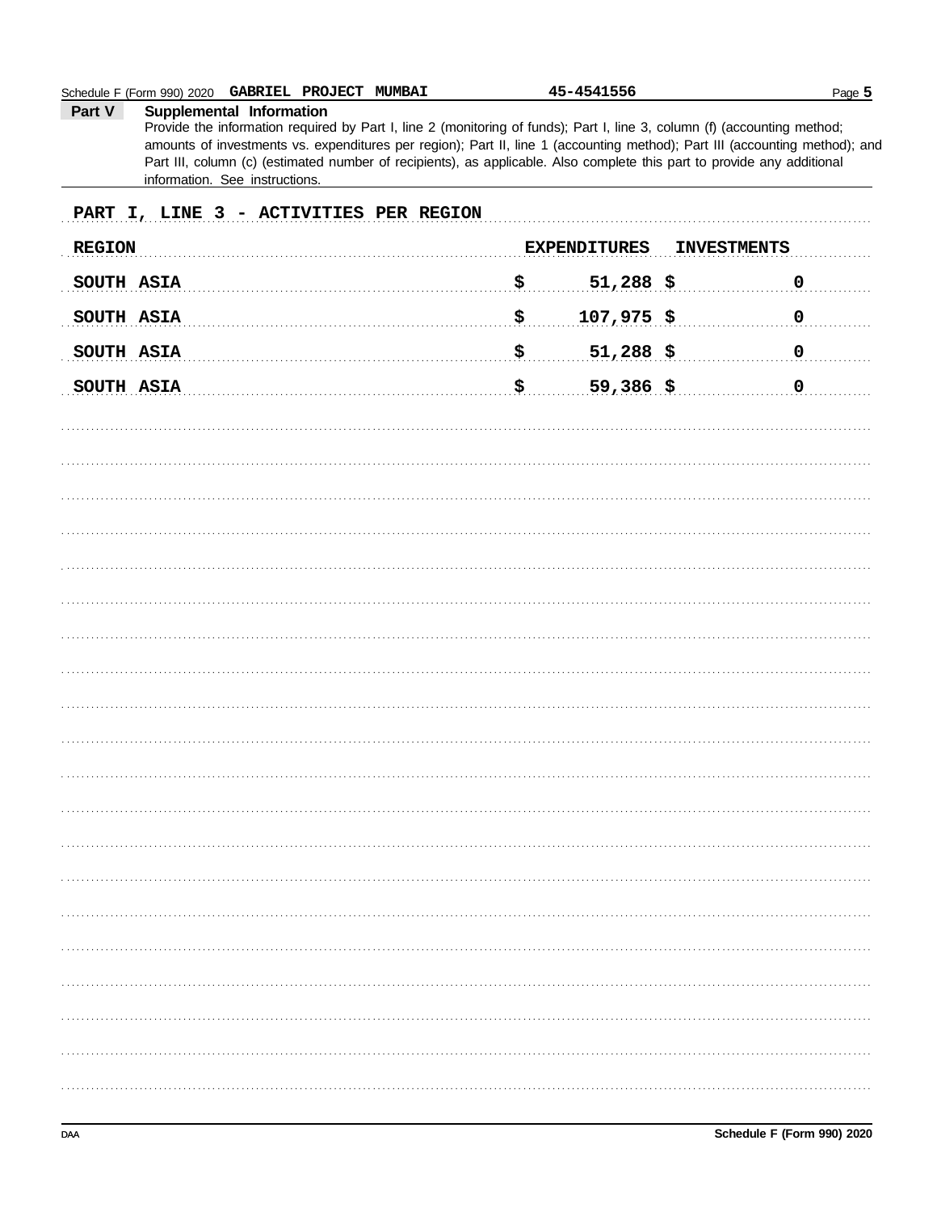Schedule F (Form 990) 2020 GABRIEL PROJECT MUMBAI 45-4541556

**Part V Supplemental Information**

Provide the information required by Part I, line 2 (monitoring of funds); Part I, line 3, column (f) (accounting method; amounts of investments vs. expenditures per region); Part II, line 1 (accounting method); Part III (accounting method); and Part III, column (c) (estimated number of recipients), as applicable. Also complete this part to provide any additional information. See instructions.

PART I, LINE 3 - ACTIVITIES PER REGION

| REGION | EXPENDITURES | INVESTMENTS |
|---|---|---|
| SOUTH ASIA | $ 51,288 | $ 0 |
| SOUTH ASIA | $ 107,975 | $ 0 |
| SOUTH ASIA | $ 51,288 | $ 0 |
| SOUTH ASIA | $ 59,386 | $ 0 |

DAA

Schedule F (Form 990) 2020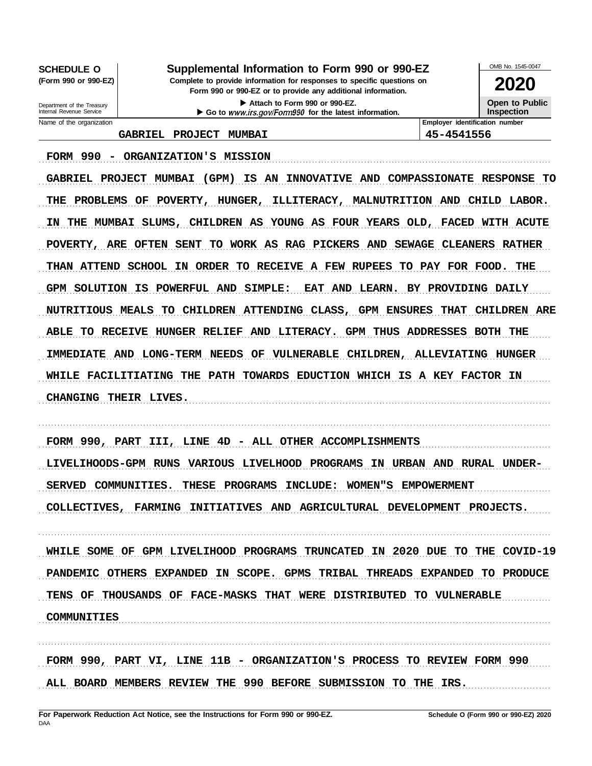**SCHEDULE O (Form 990 or 990-EZ)**

Department of the Treasury
Internal Revenue Service

# Supplemental Information to Form 990 or 990-EZ

**Complete to provide information for responses to specific questions on Form 990 or 990-EZ or to provide any additional information.**

▶ Attach to Form 990 or 990-EZ.

▶ Go to *www.irs.gov/Form990* for the latest information.

OMB No. 1545-0047

**2020**

**Open to Public Inspection**

| Name of the organization | Employer identification number |
|---|---|
| GABRIEL PROJECT MUMBAI | 45-4541556 |

FORM 990 - ORGANIZATION'S MISSION

GABRIEL PROJECT MUMBAI (GPM) IS AN INNOVATIVE AND COMPASSIONATE RESPONSE TO THE PROBLEMS OF POVERTY, HUNGER, ILLITERACY, MALNUTRITION AND CHILD LABOR. IN THE MUMBAI SLUMS, CHILDREN AS YOUNG AS FOUR YEARS OLD, FACED WITH ACUTE POVERTY, ARE OFTEN SENT TO WORK AS RAG PICKERS AND SEWAGE CLEANERS RATHER THAN ATTEND SCHOOL IN ORDER TO RECEIVE A FEW RUPEES TO PAY FOR FOOD. THE GPM SOLUTION IS POWERFUL AND SIMPLE: EAT AND LEARN. BY PROVIDING DAILY NUTRITIOUS MEALS TO CHILDREN ATTENDING CLASS, GPM ENSURES THAT CHILDREN ARE ABLE TO RECEIVE HUNGER RELIEF AND LITERACY. GPM THUS ADDRESSES BOTH THE IMMEDIATE AND LONG-TERM NEEDS OF VULNERABLE CHILDREN, ALLEVIATING HUNGER WHILE FACILITIATING THE PATH TOWARDS EDUCTION WHICH IS A KEY FACTOR IN CHANGING THEIR LIVES.

FORM 990, PART III, LINE 4D - ALL OTHER ACCOMPLISHMENTS

LIVELIHOODS-GPM RUNS VARIOUS LIVELHOOD PROGRAMS IN URBAN AND RURAL UNDER-SERVED COMMUNITIES. THESE PROGRAMS INCLUDE: WOMEN"S EMPOWERMENT COLLECTIVES, FARMING INITIATIVES AND AGRICULTURAL DEVELOPMENT PROJECTS.

WHILE SOME OF GPM LIVELIHOOD PROGRAMS TRUNCATED IN 2020 DUE TO THE COVID-19 PANDEMIC OTHERS EXPANDED IN SCOPE. GPMS TRIBAL THREADS EXPANDED TO PRODUCE TENS OF THOUSANDS OF FACE-MASKS THAT WERE DISTRIBUTED TO VULNERABLE COMMUNITIES

FORM 990, PART VI, LINE 11B - ORGANIZATION'S PROCESS TO REVIEW FORM 990

ALL BOARD MEMBERS REVIEW THE 990 BEFORE SUBMISSION TO THE IRS.

**For Paperwork Reduction Act Notice, see the Instructions for Form 990 or 990-EZ.** **Schedule O (Form 990 or 990-EZ) 2020**

DAA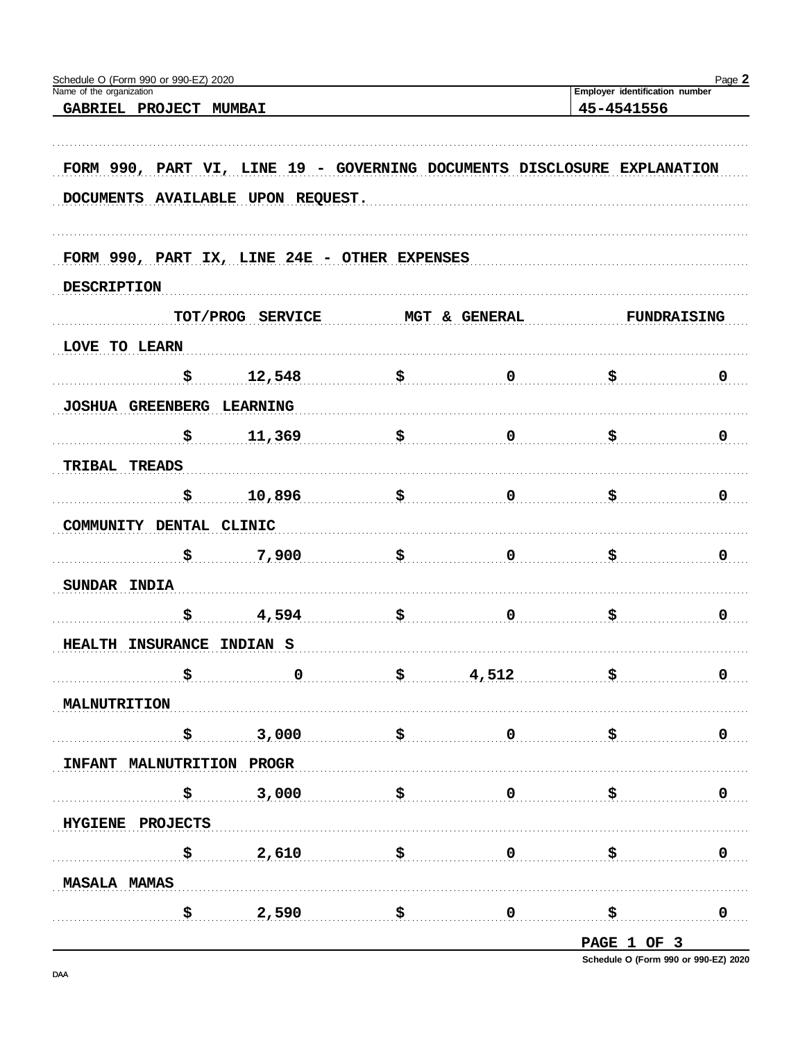Schedule O (Form 990 or 990-EZ) 2020

Name of the organization: GABRIEL PROJECT MUMBAI

Employer identification number: 45-4541556

FORM 990, PART VI, LINE 19 - GOVERNING DOCUMENTS DISCLOSURE EXPLANATION

DOCUMENTS AVAILABLE UPON REQUEST.

FORM 990, PART IX, LINE 24E - OTHER EXPENSES

| DESCRIPTION | TOT/PROG SERVICE | MGT & GENERAL | FUNDRAISING |
|---|---|---|---|
| LOVE TO LEARN | $ 12,548 | $ 0 | $ 0 |
| JOSHUA GREENBERG LEARNING | $ 11,369 | $ 0 | $ 0 |
| TRIBAL TREADS | $ 10,896 | $ 0 | $ 0 |
| COMMUNITY DENTAL CLINIC | $ 7,900 | $ 0 | $ 0 |
| SUNDAR INDIA | $ 4,594 | $ 0 | $ 0 |
| HEALTH INSURANCE INDIAN S | $ 0 | $ 4,512 | $ 0 |
| MALNUTRITION | $ 3,000 | $ 0 | $ 0 |
| INFANT MALNUTRITION PROGR | $ 3,000 | $ 0 | $ 0 |
| HYGIENE PROJECTS | $ 2,610 | $ 0 | $ 0 |
| MASALA MAMAS | $ 2,590 | $ 0 | $ 0 |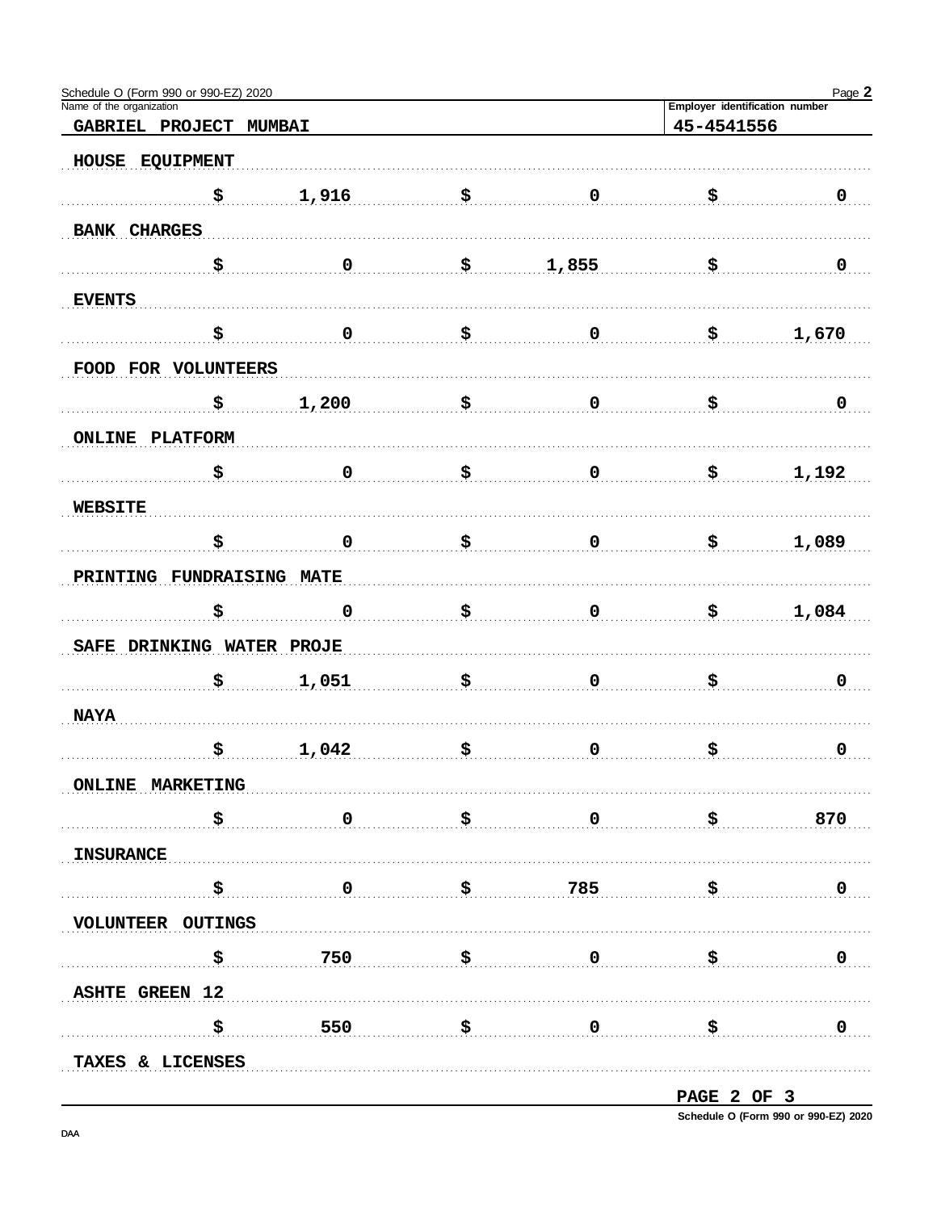Name of the organization: **GABRIEL PROJECT MUMBAI**

Employer identification number: **45-4541556**

| Description | | | |
|---|---|---|---|
| HOUSE EQUIPMENT | $ 1,916 | $ 0 | $ 0 |
| BANK CHARGES | $ 0 | $ 1,855 | $ 0 |
| EVENTS | $ 0 | $ 0 | $ 1,670 |
| FOOD FOR VOLUNTEERS | $ 1,200 | $ 0 | $ 0 |
| ONLINE PLATFORM | $ 0 | $ 0 | $ 1,192 |
| WEBSITE | $ 0 | $ 0 | $ 1,089 |
| PRINTING FUNDRAISING MATE | $ 0 | $ 0 | $ 1,084 |
| SAFE DRINKING WATER PROJE | $ 1,051 | $ 0 | $ 0 |
| NAYA | $ 1,042 | $ 0 | $ 0 |
| ONLINE MARKETING | $ 0 | $ 0 | $ 870 |
| INSURANCE | $ 0 | $ 785 | $ 0 |
| VOLUNTEER OUTINGS | $ 750 | $ 0 | $ 0 |
| ASHTE GREEN 12 | $ 550 | $ 0 | $ 0 |
| TAXES & LICENSES | | | |

PAGE 2 OF 3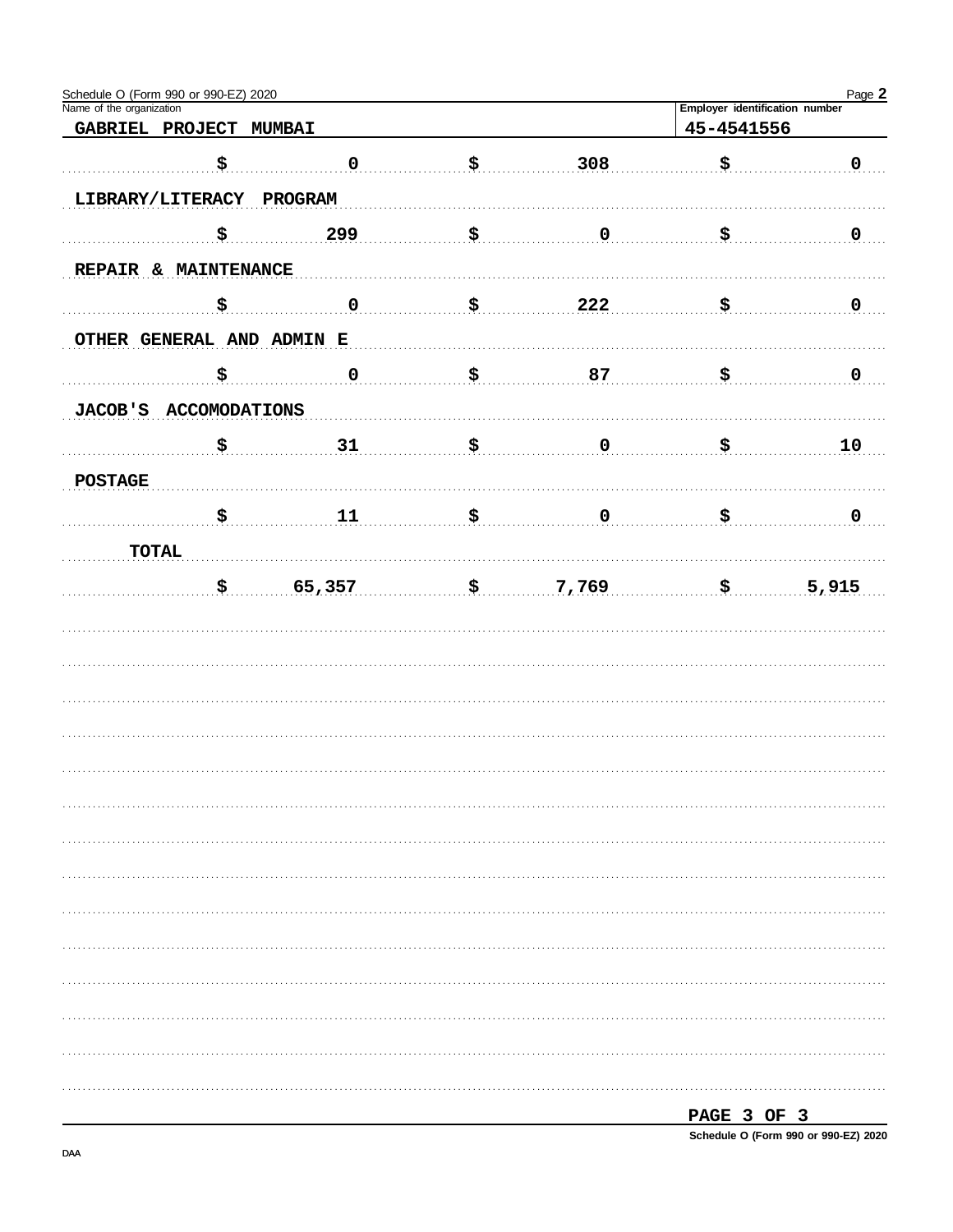Name of the organization: GABRIEL PROJECT MUMBAI

Employer identification number: 45-4541556

| | | | | | |
|---|---|---|---|---|---|
| $ | 0 | $ | 308 | $ | 0 |

LIBRARY/LITERACY PROGRAM

| | | | | | |
|---|---|---|---|---|---|
| $ | 299 | $ | 0 | $ | 0 |

REPAIR & MAINTENANCE

| | | | | | |
|---|---|---|---|---|---|
| $ | 0 | $ | 222 | $ | 0 |

OTHER GENERAL AND ADMIN E

| | | | | | |
|---|---|---|---|---|---|
| $ | 0 | $ | 87 | $ | 0 |

JACOB'S ACCOMODATIONS

| | | | | | |
|---|---|---|---|---|---|
| $ | 31 | $ | 0 | $ | 10 |

POSTAGE

| | | | | | |
|---|---|---|---|---|---|
| $ | 11 | $ | 0 | $ | 0 |

TOTAL

| | | | | | |
|---|---|---|---|---|---|
| $ | 65,357 | $ | 7,769 | $ | 5,915 |

PAGE 3 OF 3